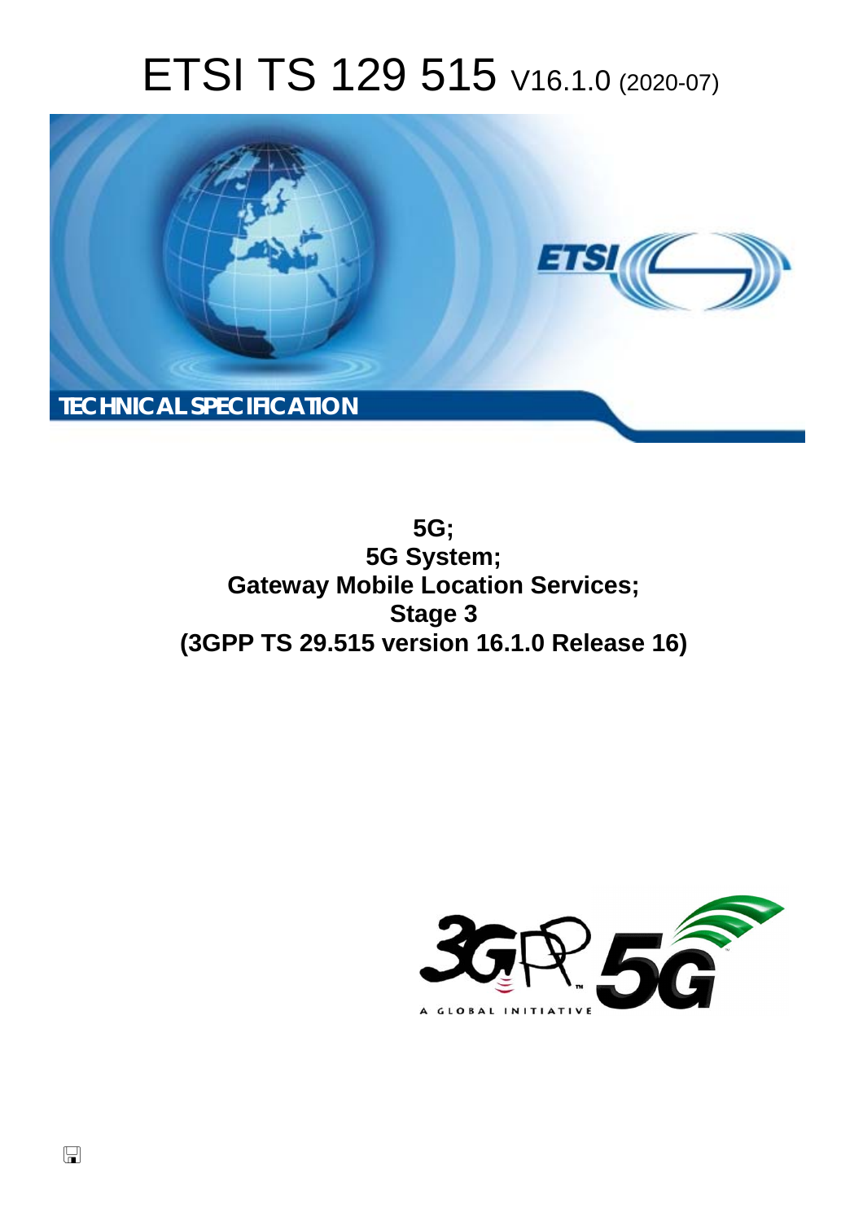# ETSI TS 129 515 V16.1.0 (2020-07)

**TECHNICAL SPECIFICATION**

**5G;**
**5G System;**
**Gateway Mobile Location Services;**
**Stage 3**
**(3GPP TS 29.515 version 16.1.0 Release 16)**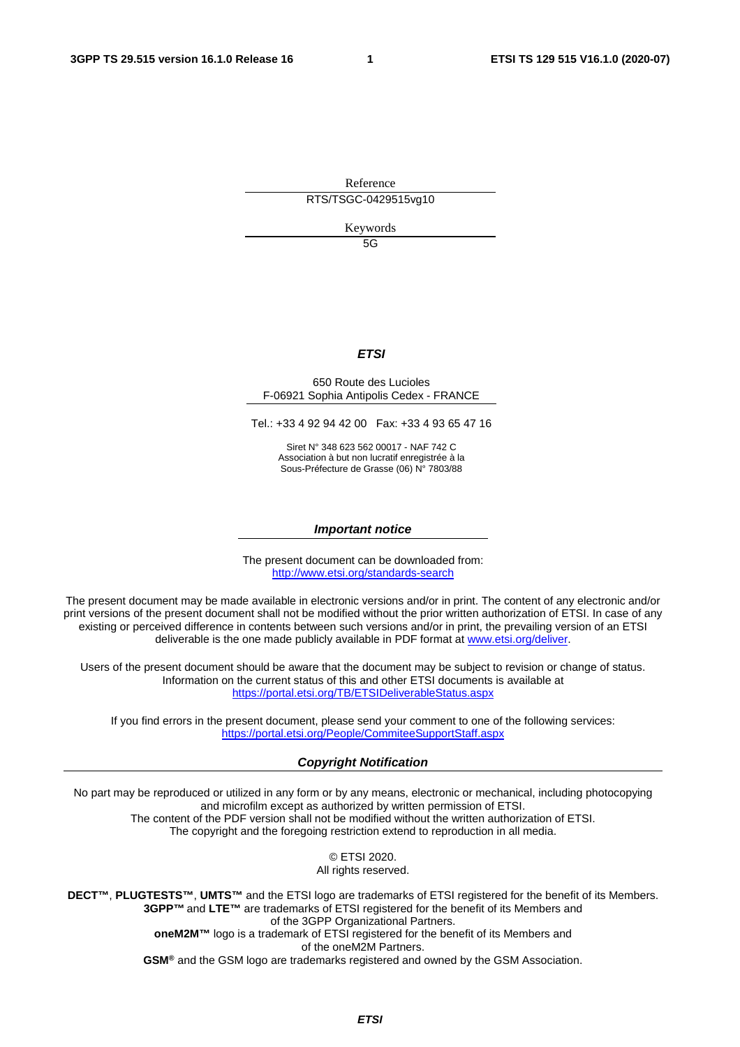Reference

RTS/TSGC-0429515vg10

Keywords

5G

***ETSI***

650 Route des Lucioles
F-06921 Sophia Antipolis Cedex - FRANCE

Tel.: +33 4 92 94 42 00   Fax: +33 4 93 65 47 16

Siret N° 348 623 562 00017 - NAF 742 C
Association à but non lucratif enregistrée à la
Sous-Préfecture de Grasse (06) N° 7803/88

***Important notice***

The present document can be downloaded from:
http://www.etsi.org/standards-search

The present document may be made available in electronic versions and/or in print. The content of any electronic and/or print versions of the present document shall not be modified without the prior written authorization of ETSI. In case of any existing or perceived difference in contents between such versions and/or in print, the prevailing version of an ETSI deliverable is the one made publicly available in PDF format at www.etsi.org/deliver.

Users of the present document should be aware that the document may be subject to revision or change of status. Information on the current status of this and other ETSI documents is available at https://portal.etsi.org/TB/ETSIDeliverableStatus.aspx

If you find errors in the present document, please send your comment to one of the following services:
https://portal.etsi.org/People/CommiteeSupportStaff.aspx

***Copyright Notification***

No part may be reproduced or utilized in any form or by any means, electronic or mechanical, including photocopying and microfilm except as authorized by written permission of ETSI.
The content of the PDF version shall not be modified without the written authorization of ETSI.
The copyright and the foregoing restriction extend to reproduction in all media.

© ETSI 2020.
All rights reserved.

**DECT™**, **PLUGTESTS™**, **UMTS™** and the ETSI logo are trademarks of ETSI registered for the benefit of its Members.
**3GPP™** and **LTE™** are trademarks of ETSI registered for the benefit of its Members and of the 3GPP Organizational Partners.
**oneM2M™** logo is a trademark of ETSI registered for the benefit of its Members and of the oneM2M Partners.
**GSM®** and the GSM logo are trademarks registered and owned by the GSM Association.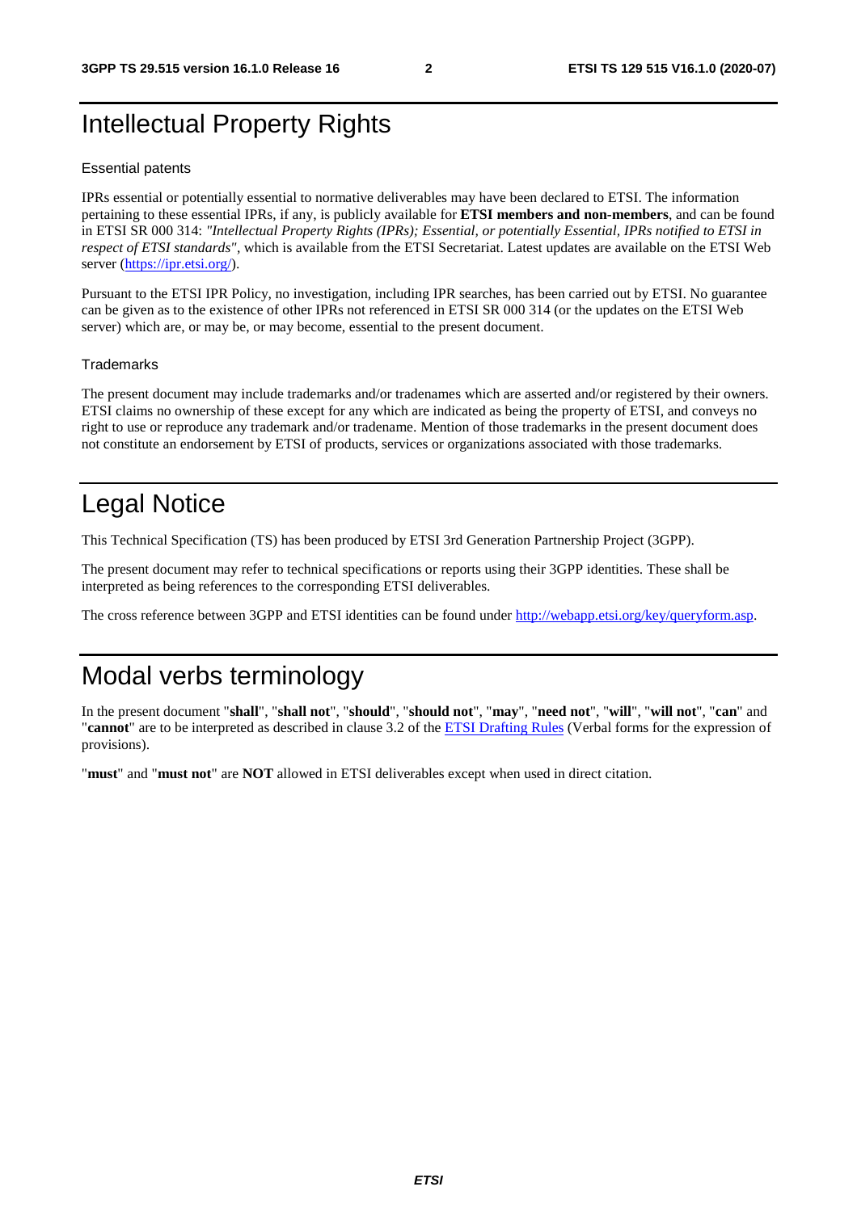# Intellectual Property Rights

## Essential patents

IPRs essential or potentially essential to normative deliverables may have been declared to ETSI. The information pertaining to these essential IPRs, if any, is publicly available for **ETSI members and non-members**, and can be found in ETSI SR 000 314: *"Intellectual Property Rights (IPRs); Essential, or potentially Essential, IPRs notified to ETSI in respect of ETSI standards"*, which is available from the ETSI Secretariat. Latest updates are available on the ETSI Web server (https://ipr.etsi.org/).

Pursuant to the ETSI IPR Policy, no investigation, including IPR searches, has been carried out by ETSI. No guarantee can be given as to the existence of other IPRs not referenced in ETSI SR 000 314 (or the updates on the ETSI Web server) which are, or may be, or may become, essential to the present document.

## Trademarks

The present document may include trademarks and/or tradenames which are asserted and/or registered by their owners. ETSI claims no ownership of these except for any which are indicated as being the property of ETSI, and conveys no right to use or reproduce any trademark and/or tradename. Mention of those trademarks in the present document does not constitute an endorsement by ETSI of products, services or organizations associated with those trademarks.

# Legal Notice

This Technical Specification (TS) has been produced by ETSI 3rd Generation Partnership Project (3GPP).

The present document may refer to technical specifications or reports using their 3GPP identities. These shall be interpreted as being references to the corresponding ETSI deliverables.

The cross reference between 3GPP and ETSI identities can be found under http://webapp.etsi.org/key/queryform.asp.

# Modal verbs terminology

In the present document "**shall**", "**shall not**", "**should**", "**should not**", "**may**", "**need not**", "**will**", "**will not**", "**can**" and "**cannot**" are to be interpreted as described in clause 3.2 of the ETSI Drafting Rules (Verbal forms for the expression of provisions).

"**must**" and "**must not**" are **NOT** allowed in ETSI deliverables except when used in direct citation.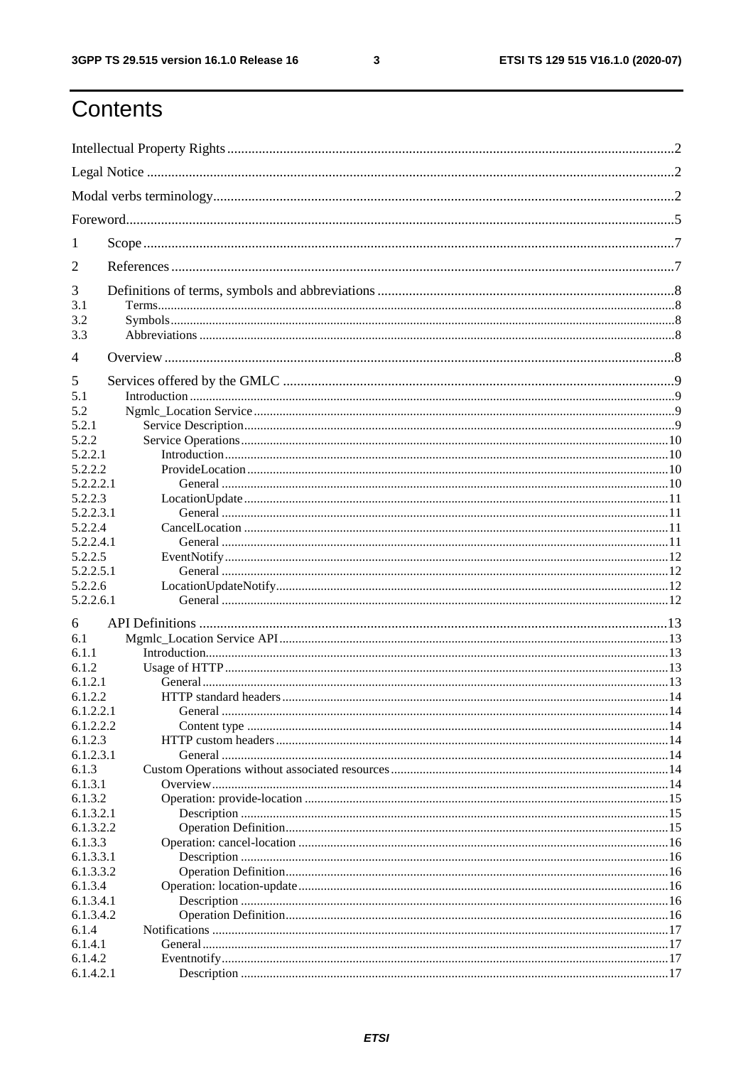# Contents

Intellectual Property Rights ..... 2

Legal Notice ..... 2

Modal verbs terminology ..... 2

Foreword ..... 5

1 Scope ..... 7

2 References ..... 7

3 Definitions of terms, symbols and abbreviations ..... 8

3.1 Terms ..... 8

3.2 Symbols ..... 8

3.3 Abbreviations ..... 8

4 Overview ..... 8

5 Services offered by the GMLC ..... 9

5.1 Introduction ..... 9

5.2 Ngmlc_Location Service ..... 9

5.2.1 Service Description ..... 9

5.2.2 Service Operations ..... 10

5.2.2.1 Introduction ..... 10

5.2.2.2 ProvideLocation ..... 10

5.2.2.2.1 General ..... 10

5.2.2.3 LocationUpdate ..... 11

5.2.2.3.1 General ..... 11

5.2.2.4 CancelLocation ..... 11

5.2.2.4.1 General ..... 11

5.2.2.5 EventNotify ..... 12

5.2.2.5.1 General ..... 12

5.2.2.6 LocationUpdateNotify ..... 12

5.2.2.6.1 General ..... 12

6 API Definitions ..... 13

6.1 Mgmlc_Location Service API ..... 13

6.1.1 Introduction ..... 13

6.1.2 Usage of HTTP ..... 13

6.1.2.1 General ..... 13

6.1.2.2 HTTP standard headers ..... 14

6.1.2.2.1 General ..... 14

6.1.2.2.2 Content type ..... 14

6.1.2.3 HTTP custom headers ..... 14

6.1.2.3.1 General ..... 14

6.1.3 Custom Operations without associated resources ..... 14

6.1.3.1 Overview ..... 14

6.1.3.2 Operation: provide-location ..... 15

6.1.3.2.1 Description ..... 15

6.1.3.2.2 Operation Definition ..... 15

6.1.3.3 Operation: cancel-location ..... 16

6.1.3.3.1 Description ..... 16

6.1.3.3.2 Operation Definition ..... 16

6.1.3.4 Operation: location-update ..... 16

6.1.3.4.1 Description ..... 16

6.1.3.4.2 Operation Definition ..... 16

6.1.4 Notifications ..... 17

6.1.4.1 General ..... 17

6.1.4.2 Eventnotify ..... 17

6.1.4.2.1 Description ..... 17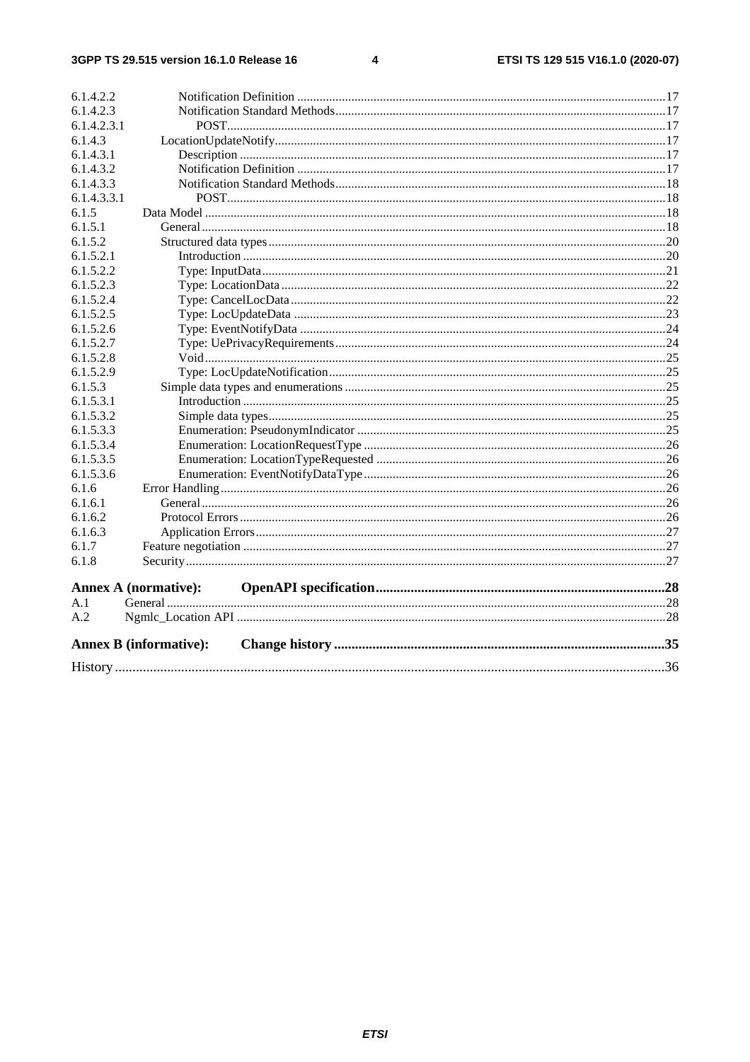6.1.4.2.2 Notification Definition .......... 17
6.1.4.2.3 Notification Standard Methods .......... 17
6.1.4.2.3.1 POST .......... 17
6.1.4.3 LocationUpdateNotify .......... 17
6.1.4.3.1 Description .......... 17
6.1.4.3.2 Notification Definition .......... 17
6.1.4.3.3 Notification Standard Methods .......... 18
6.1.4.3.3.1 POST .......... 18
6.1.5 Data Model .......... 18
6.1.5.1 General .......... 18
6.1.5.2 Structured data types .......... 20
6.1.5.2.1 Introduction .......... 20
6.1.5.2.2 Type: InputData .......... 21
6.1.5.2.3 Type: LocationData .......... 22
6.1.5.2.4 Type: CancelLocData .......... 22
6.1.5.2.5 Type: LocUpdateData .......... 23
6.1.5.2.6 Type: EventNotifyData .......... 24
6.1.5.2.7 Type: UePrivacyRequirements .......... 24
6.1.5.2.8 Void .......... 25
6.1.5.2.9 Type: LocUpdateNotification .......... 25
6.1.5.3 Simple data types and enumerations .......... 25
6.1.5.3.1 Introduction .......... 25
6.1.5.3.2 Simple data types .......... 25
6.1.5.3.3 Enumeration: PseudonymIndicator .......... 25
6.1.5.3.4 Enumeration: LocationRequestType .......... 26
6.1.5.3.5 Enumeration: LocationTypeRequested .......... 26
6.1.5.3.6 Enumeration: EventNotifyDataType .......... 26
6.1.6 Error Handling .......... 26
6.1.6.1 General .......... 26
6.1.6.2 Protocol Errors .......... 26
6.1.6.3 Application Errors .......... 27
6.1.7 Feature negotiation .......... 27
6.1.8 Security .......... 27

**Annex A (normative): OpenAPI specification .......... 28**

A.1 General .......... 28
A.2 Ngmlc_Location API .......... 28

**Annex B (informative): Change history .......... 35**

History .......... 36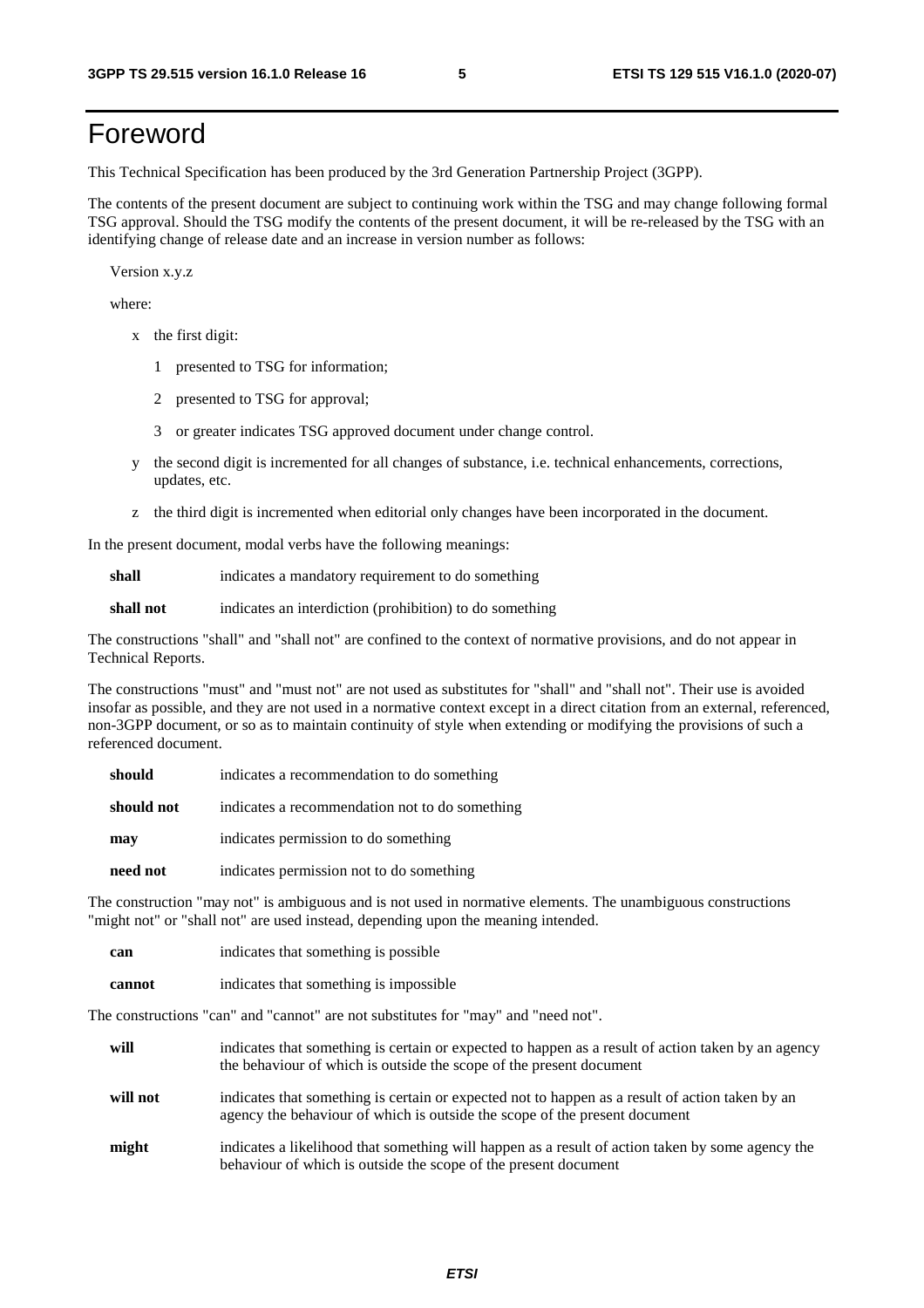# Foreword

This Technical Specification has been produced by the 3rd Generation Partnership Project (3GPP).

The contents of the present document are subject to continuing work within the TSG and may change following formal TSG approval. Should the TSG modify the contents of the present document, it will be re-released by the TSG with an identifying change of release date and an increase in version number as follows:

Version x.y.z

where:

- x the first digit:
  - 1 presented to TSG for information;
  - 2 presented to TSG for approval;
  - 3 or greater indicates TSG approved document under change control.
- y the second digit is incremented for all changes of substance, i.e. technical enhancements, corrections, updates, etc.
- z the third digit is incremented when editorial only changes have been incorporated in the document.

In the present document, modal verbs have the following meanings:

**shall** indicates a mandatory requirement to do something

**shall not** indicates an interdiction (prohibition) to do something

The constructions "shall" and "shall not" are confined to the context of normative provisions, and do not appear in Technical Reports.

The constructions "must" and "must not" are not used as substitutes for "shall" and "shall not". Their use is avoided insofar as possible, and they are not used in a normative context except in a direct citation from an external, referenced, non-3GPP document, or so as to maintain continuity of style when extending or modifying the provisions of such a referenced document.

**should** indicates a recommendation to do something

**should not** indicates a recommendation not to do something

**may** indicates permission to do something

**need not** indicates permission not to do something

The construction "may not" is ambiguous and is not used in normative elements. The unambiguous constructions "might not" or "shall not" are used instead, depending upon the meaning intended.

**can** indicates that something is possible

**cannot** indicates that something is impossible

The constructions "can" and "cannot" are not substitutes for "may" and "need not".

**will** indicates that something is certain or expected to happen as a result of action taken by an agency the behaviour of which is outside the scope of the present document

**will not** indicates that something is certain or expected not to happen as a result of action taken by an agency the behaviour of which is outside the scope of the present document

**might** indicates a likelihood that something will happen as a result of action taken by some agency the behaviour of which is outside the scope of the present document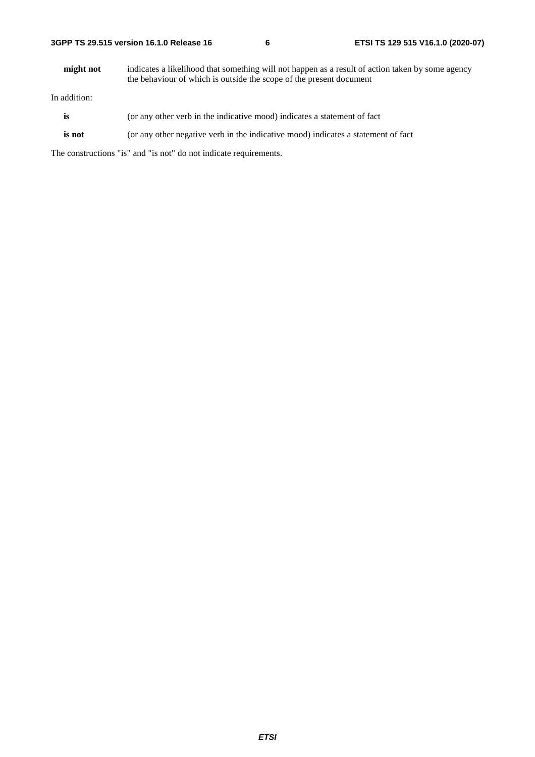**might not** indicates a likelihood that something will not happen as a result of action taken by some agency the behaviour of which is outside the scope of the present document

In addition:

**is** (or any other verb in the indicative mood) indicates a statement of fact

**is not** (or any other negative verb in the indicative mood) indicates a statement of fact

The constructions "is" and "is not" do not indicate requirements.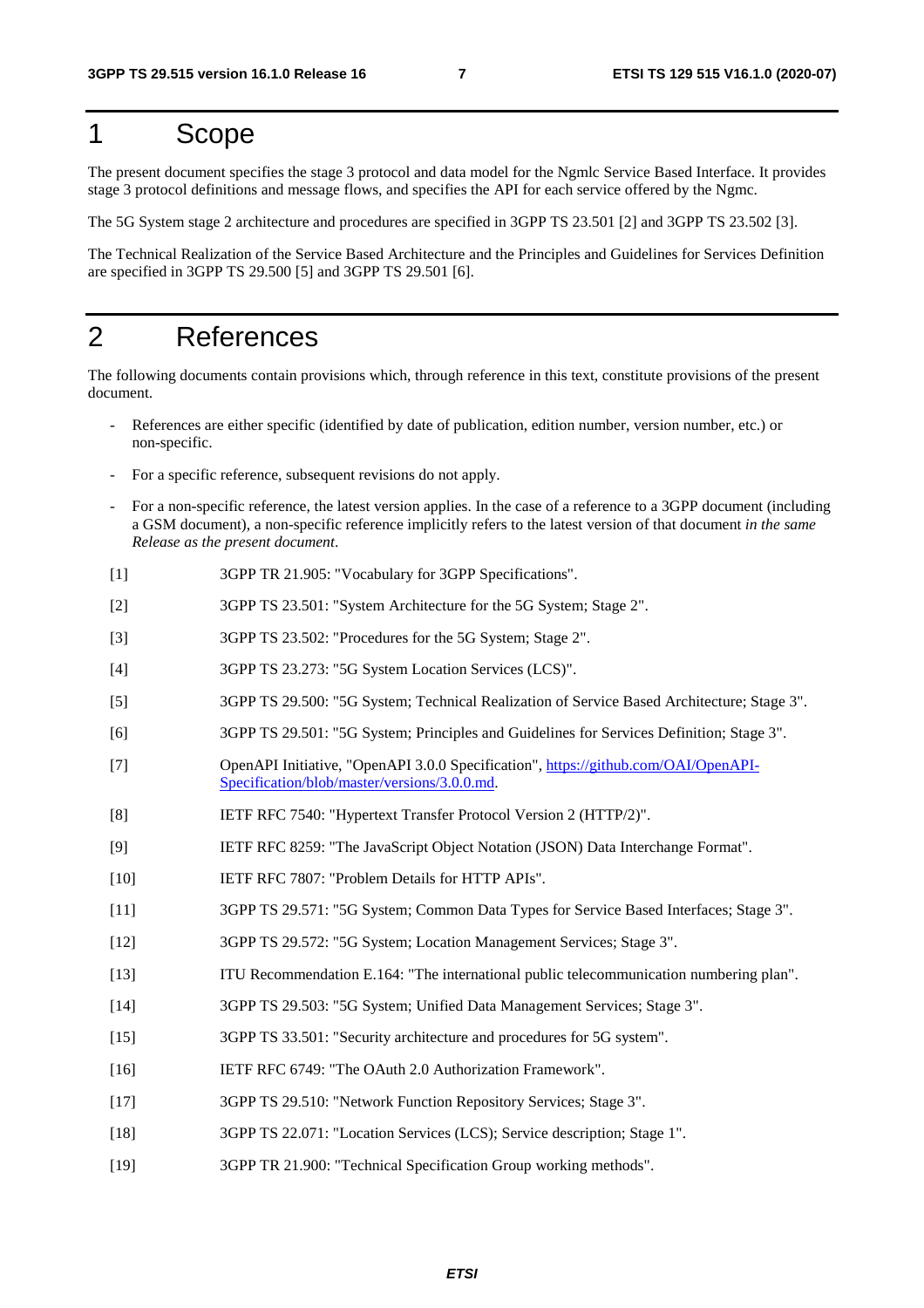# 1 Scope

The present document specifies the stage 3 protocol and data model for the Ngmlc Service Based Interface. It provides stage 3 protocol definitions and message flows, and specifies the API for each service offered by the Ngmc.

The 5G System stage 2 architecture and procedures are specified in 3GPP TS 23.501 [2] and 3GPP TS 23.502 [3].

The Technical Realization of the Service Based Architecture and the Principles and Guidelines for Services Definition are specified in 3GPP TS 29.500 [5] and 3GPP TS 29.501 [6].

# 2 References

The following documents contain provisions which, through reference in this text, constitute provisions of the present document.

- References are either specific (identified by date of publication, edition number, version number, etc.) or non-specific.
- For a specific reference, subsequent revisions do not apply.
- For a non-specific reference, the latest version applies. In the case of a reference to a 3GPP document (including a GSM document), a non-specific reference implicitly refers to the latest version of that document *in the same Release as the present document*.

[1] 3GPP TR 21.905: "Vocabulary for 3GPP Specifications".

[2] 3GPP TS 23.501: "System Architecture for the 5G System; Stage 2".

[3] 3GPP TS 23.502: "Procedures for the 5G System; Stage 2".

[4] 3GPP TS 23.273: "5G System Location Services (LCS)".

[5] 3GPP TS 29.500: "5G System; Technical Realization of Service Based Architecture; Stage 3".

[6] 3GPP TS 29.501: "5G System; Principles and Guidelines for Services Definition; Stage 3".

[7] OpenAPI Initiative, "OpenAPI 3.0.0 Specification", https://github.com/OAI/OpenAPI-Specification/blob/master/versions/3.0.0.md.

[8] IETF RFC 7540: "Hypertext Transfer Protocol Version 2 (HTTP/2)".

[9] IETF RFC 8259: "The JavaScript Object Notation (JSON) Data Interchange Format".

[10] IETF RFC 7807: "Problem Details for HTTP APIs".

[11] 3GPP TS 29.571: "5G System; Common Data Types for Service Based Interfaces; Stage 3".

[12] 3GPP TS 29.572: "5G System; Location Management Services; Stage 3".

[13] ITU Recommendation E.164: "The international public telecommunication numbering plan".

[14] 3GPP TS 29.503: "5G System; Unified Data Management Services; Stage 3".

[15] 3GPP TS 33.501: "Security architecture and procedures for 5G system".

[16] IETF RFC 6749: "The OAuth 2.0 Authorization Framework".

[17] 3GPP TS 29.510: "Network Function Repository Services; Stage 3".

[18] 3GPP TS 22.071: "Location Services (LCS); Service description; Stage 1".

[19] 3GPP TR 21.900: "Technical Specification Group working methods".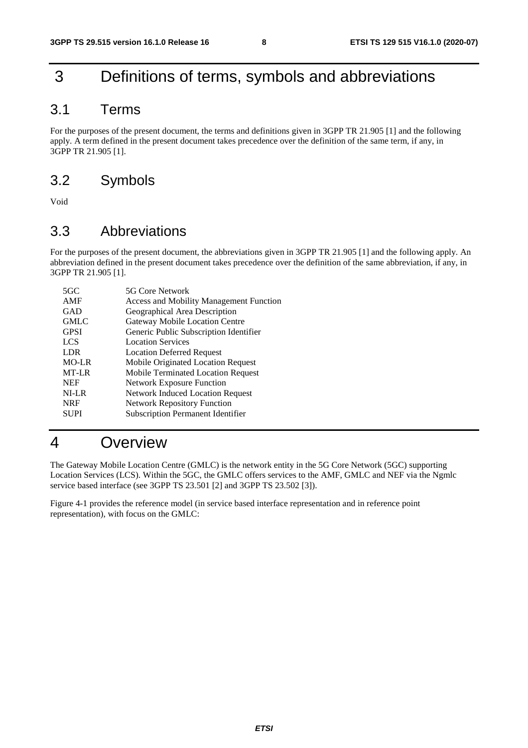# 3 Definitions of terms, symbols and abbreviations

## 3.1 Terms

For the purposes of the present document, the terms and definitions given in 3GPP TR 21.905 [1] and the following apply. A term defined in the present document takes precedence over the definition of the same term, if any, in 3GPP TR 21.905 [1].

## 3.2 Symbols

Void

## 3.3 Abbreviations

For the purposes of the present document, the abbreviations given in 3GPP TR 21.905 [1] and the following apply. An abbreviation defined in the present document takes precedence over the definition of the same abbreviation, if any, in 3GPP TR 21.905 [1].

| | |
|---|---|
| 5GC | 5G Core Network |
| AMF | Access and Mobility Management Function |
| GAD | Geographical Area Description |
| GMLC | Gateway Mobile Location Centre |
| GPSI | Generic Public Subscription Identifier |
| LCS | Location Services |
| LDR | Location Deferred Request |
| MO-LR | Mobile Originated Location Request |
| MT-LR | Mobile Terminated Location Request |
| NEF | Network Exposure Function |
| NI-LR | Network Induced Location Request |
| NRF | Network Repository Function |
| SUPI | Subscription Permanent Identifier |

# 4 Overview

The Gateway Mobile Location Centre (GMLC) is the network entity in the 5G Core Network (5GC) supporting Location Services (LCS). Within the 5GC, the GMLC offers services to the AMF, GMLC and NEF via the Ngmlc service based interface (see 3GPP TS 23.501 [2] and 3GPP TS 23.502 [3]).

Figure 4-1 provides the reference model (in service based interface representation and in reference point representation), with focus on the GMLC: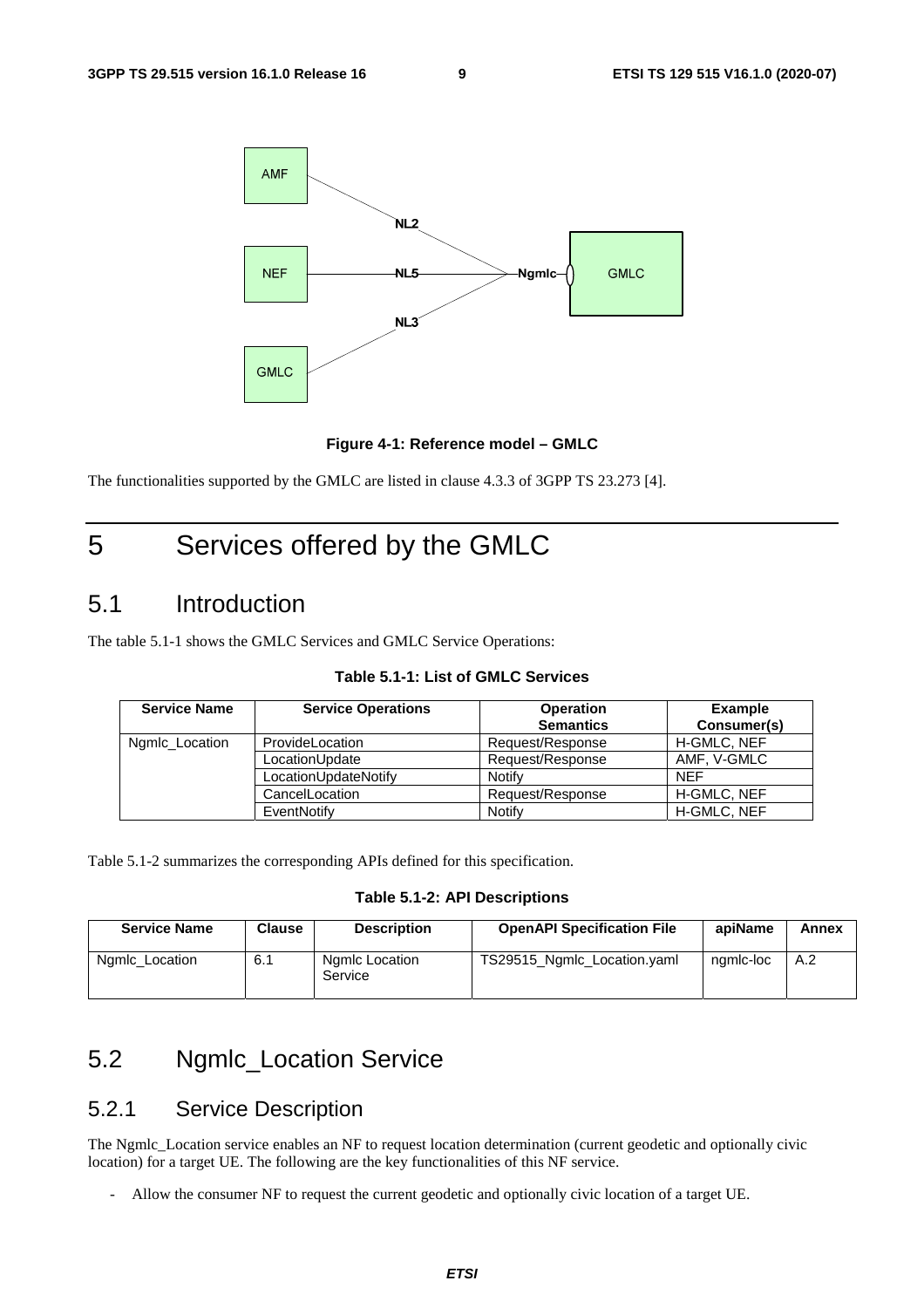Figure 4-1: Reference model – GMLC

The functionalities supported by the GMLC are listed in clause 4.3.3 of 3GPP TS 23.273 [4].

# 5 Services offered by the GMLC

## 5.1 Introduction

The table 5.1-1 shows the GMLC Services and GMLC Service Operations:

**Table 5.1-1: List of GMLC Services**

| Service Name | Service Operations | Operation Semantics | Example Consumer(s) |
|---|---|---|---|
| Ngmlc_Location | ProvideLocation | Request/Response | H-GMLC, NEF |
| | LocationUpdate | Request/Response | AMF, V-GMLC |
| | LocationUpdateNotify | Notify | NEF |
| | CancelLocation | Request/Response | H-GMLC, NEF |
| | EventNotify | Notify | H-GMLC, NEF |

Table 5.1-2 summarizes the corresponding APIs defined for this specification.

**Table 5.1-2: API Descriptions**

| Service Name | Clause | Description | OpenAPI Specification File | apiName | Annex |
|---|---|---|---|---|---|
| Ngmlc_Location | 6.1 | Ngmlc Location Service | TS29515_Ngmlc_Location.yaml | ngmlc-loc | A.2 |

## 5.2 Ngmlc_Location Service

### 5.2.1 Service Description

The Ngmlc_Location service enables an NF to request location determination (current geodetic and optionally civic location) for a target UE. The following are the key functionalities of this NF service.

- Allow the consumer NF to request the current geodetic and optionally civic location of a target UE.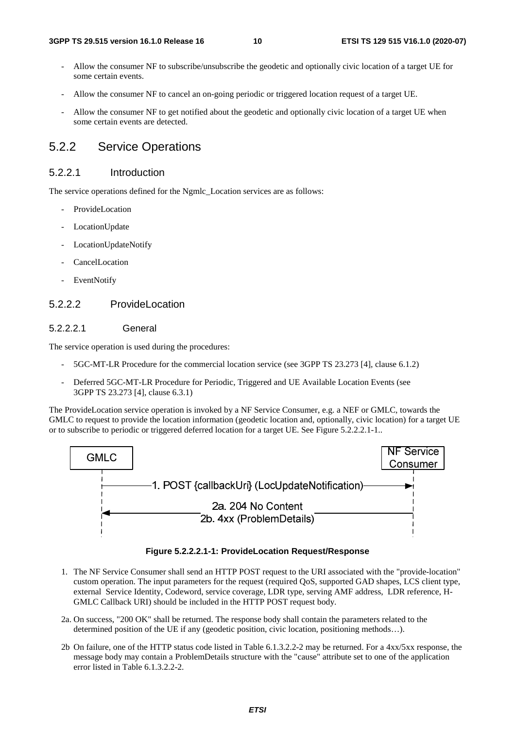- Allow the consumer NF to subscribe/unsubscribe the geodetic and optionally civic location of a target UE for some certain events.
- Allow the consumer NF to cancel an on-going periodic or triggered location request of a target UE.
- Allow the consumer NF to get notified about the geodetic and optionally civic location of a target UE when some certain events are detected.

## 5.2.2 Service Operations

### 5.2.2.1 Introduction

The service operations defined for the Ngmlc_Location services are as follows:

- ProvideLocation
- LocationUpdate
- LocationUpdateNotify
- CancelLocation
- EventNotify

### 5.2.2.2 ProvideLocation

#### 5.2.2.2.1 General

The service operation is used during the procedures:

- 5GC-MT-LR Procedure for the commercial location service (see 3GPP TS 23.273 [4], clause 6.1.2)
- Deferred 5GC-MT-LR Procedure for Periodic, Triggered and UE Available Location Events (see 3GPP TS 23.273 [4], clause 6.3.1)

The ProvideLocation service operation is invoked by a NF Service Consumer, e.g. a NEF or GMLC, towards the GMLC to request to provide the location information (geodetic location and, optionally, civic location) for a target UE or to subscribe to periodic or triggered deferred location for a target UE. See Figure 5.2.2.2.1-1..

GMLC — NF Service Consumer

1. POST {callbackUri} (LocUpdateNotification)

2a. 204 No Content

2b. 4xx (ProblemDetails)

**Figure 5.2.2.2.1-1: ProvideLocation Request/Response**

1. The NF Service Consumer shall send an HTTP POST request to the URI associated with the "provide-location" custom operation. The input parameters for the request (required QoS, supported GAD shapes, LCS client type, external Service Identity, Codeword, service coverage, LDR type, serving AMF address, LDR reference, H-GMLC Callback URI) should be included in the HTTP POST request body.

2a. On success, "200 OK" shall be returned. The response body shall contain the parameters related to the determined position of the UE if any (geodetic position, civic location, positioning methods…).

2b On failure, one of the HTTP status code listed in Table 6.1.3.2.2-2 may be returned. For a 4xx/5xx response, the message body may contain a ProblemDetails structure with the "cause" attribute set to one of the application error listed in Table 6.1.3.2.2-2.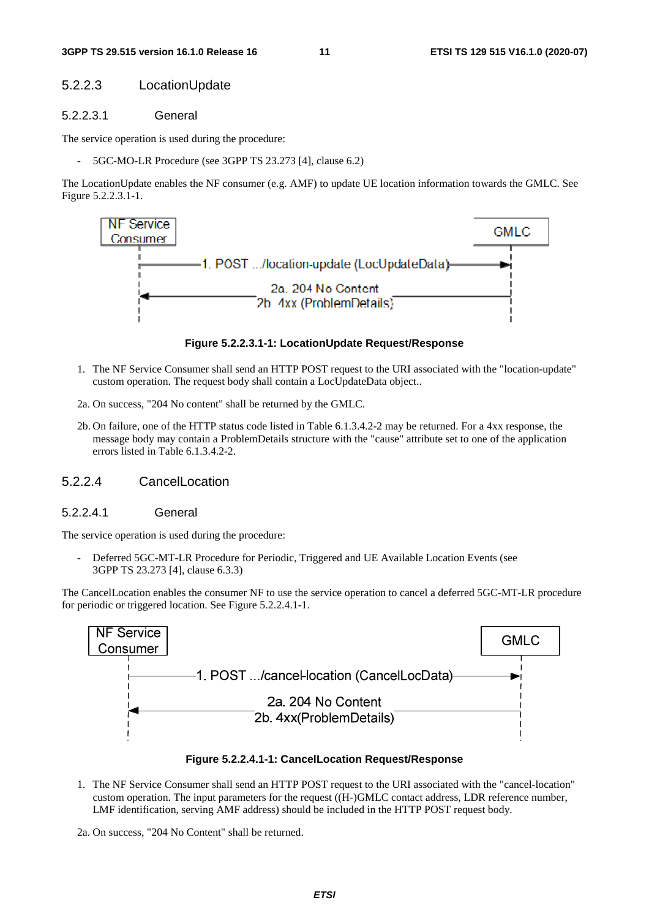#### 5.2.2.3 LocationUpdate

##### 5.2.2.3.1 General

The service operation is used during the procedure:

- 5GC-MO-LR Procedure (see 3GPP TS 23.273 [4], clause 6.2)

The LocationUpdate enables the NF consumer (e.g. AMF) to update UE location information towards the GMLC. See Figure 5.2.2.3.1-1.

**Figure 5.2.2.3.1-1: LocationUpdate Request/Response**

1. The NF Service Consumer shall send an HTTP POST request to the URI associated with the "location-update" custom operation. The request body shall contain a LocUpdateData object..

2a. On success, "204 No content" shall be returned by the GMLC.

2b. On failure, one of the HTTP status code listed in Table 6.1.3.4.2-2 may be returned. For a 4xx response, the message body may contain a ProblemDetails structure with the "cause" attribute set to one of the application errors listed in Table 6.1.3.4.2-2.

#### 5.2.2.4 CancelLocation

##### 5.2.2.4.1 General

The service operation is used during the procedure:

- Deferred 5GC-MT-LR Procedure for Periodic, Triggered and UE Available Location Events (see 3GPP TS 23.273 [4], clause 6.3.3)

The CancelLocation enables the consumer NF to use the service operation to cancel a deferred 5GC-MT-LR procedure for periodic or triggered location. See Figure 5.2.2.4.1-1.

**Figure 5.2.2.4.1-1: CancelLocation Request/Response**

1. The NF Service Consumer shall send an HTTP POST request to the URI associated with the "cancel-location" custom operation. The input parameters for the request ((H-)GMLC contact address, LDR reference number, LMF identification, serving AMF address) should be included in the HTTP POST request body.

2a. On success, "204 No Content" shall be returned.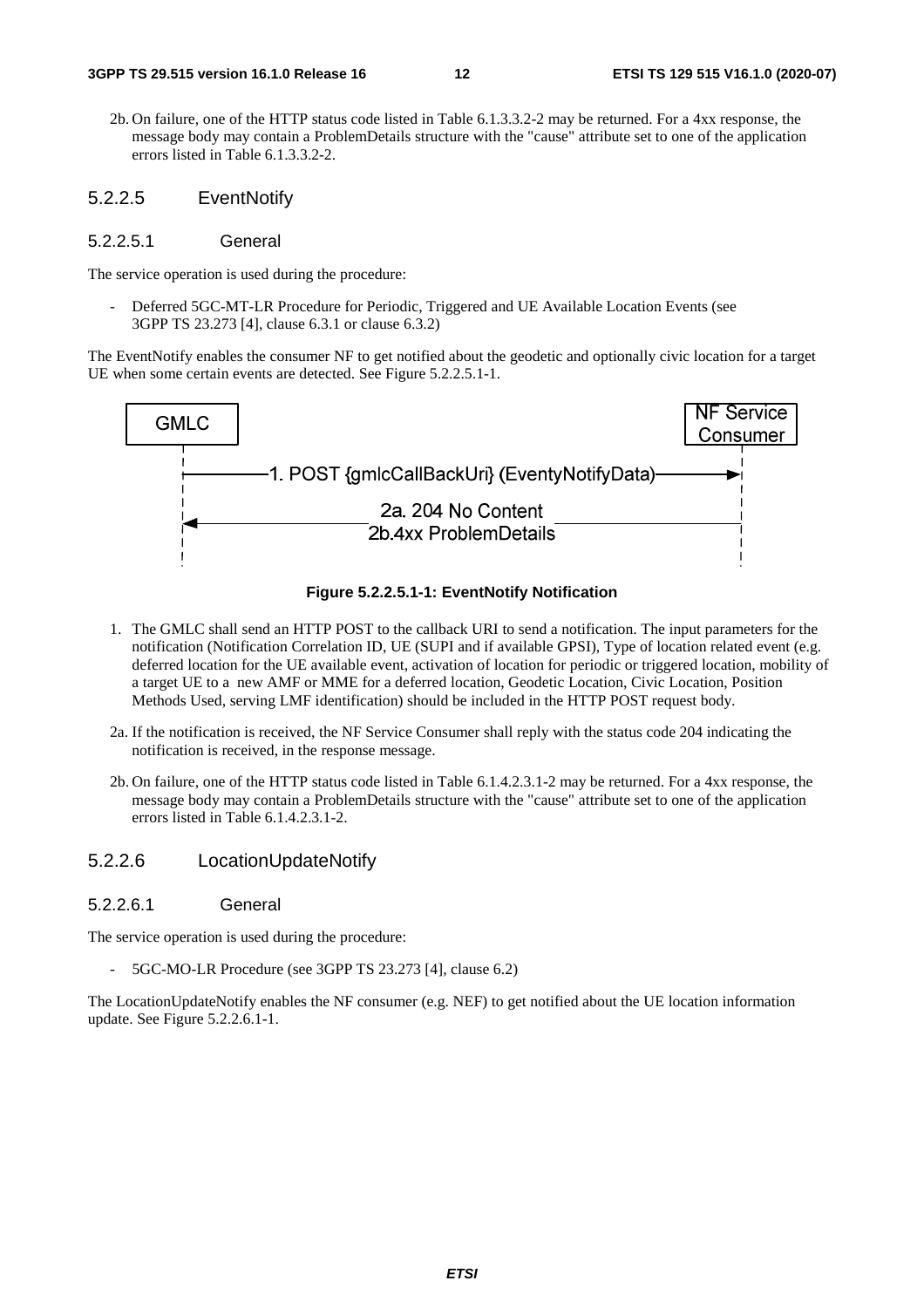2b. On failure, one of the HTTP status code listed in Table 6.1.3.3.2-2 may be returned. For a 4xx response, the message body may contain a ProblemDetails structure with the "cause" attribute set to one of the application errors listed in Table 6.1.3.3.2-2.

### 5.2.2.5 EventNotify

#### 5.2.2.5.1 General

The service operation is used during the procedure:

- Deferred 5GC-MT-LR Procedure for Periodic, Triggered and UE Available Location Events (see 3GPP TS 23.273 [4], clause 6.3.1 or clause 6.3.2)

The EventNotify enables the consumer NF to get notified about the geodetic and optionally civic location for a target UE when some certain events are detected. See Figure 5.2.2.5.1-1.

GMLC — NF Service Consumer

1. POST {gmlcCallBackUri} (EventyNotifyData)

2a. 204 No Content
2b.4xx ProblemDetails

**Figure 5.2.2.5.1-1: EventNotify Notification**

1. The GMLC shall send an HTTP POST to the callback URI to send a notification. The input parameters for the notification (Notification Correlation ID, UE (SUPI and if available GPSI), Type of location related event (e.g. deferred location for the UE available event, activation of location for periodic or triggered location, mobility of a target UE to a new AMF or MME for a deferred location, Geodetic Location, Civic Location, Position Methods Used, serving LMF identification) should be included in the HTTP POST request body.

2a. If the notification is received, the NF Service Consumer shall reply with the status code 204 indicating the notification is received, in the response message.

2b. On failure, one of the HTTP status code listed in Table 6.1.4.2.3.1-2 may be returned. For a 4xx response, the message body may contain a ProblemDetails structure with the "cause" attribute set to one of the application errors listed in Table 6.1.4.2.3.1-2.

### 5.2.2.6 LocationUpdateNotify

#### 5.2.2.6.1 General

The service operation is used during the procedure:

- 5GC-MO-LR Procedure (see 3GPP TS 23.273 [4], clause 6.2)

The LocationUpdateNotify enables the NF consumer (e.g. NEF) to get notified about the UE location information update. See Figure 5.2.2.6.1-1.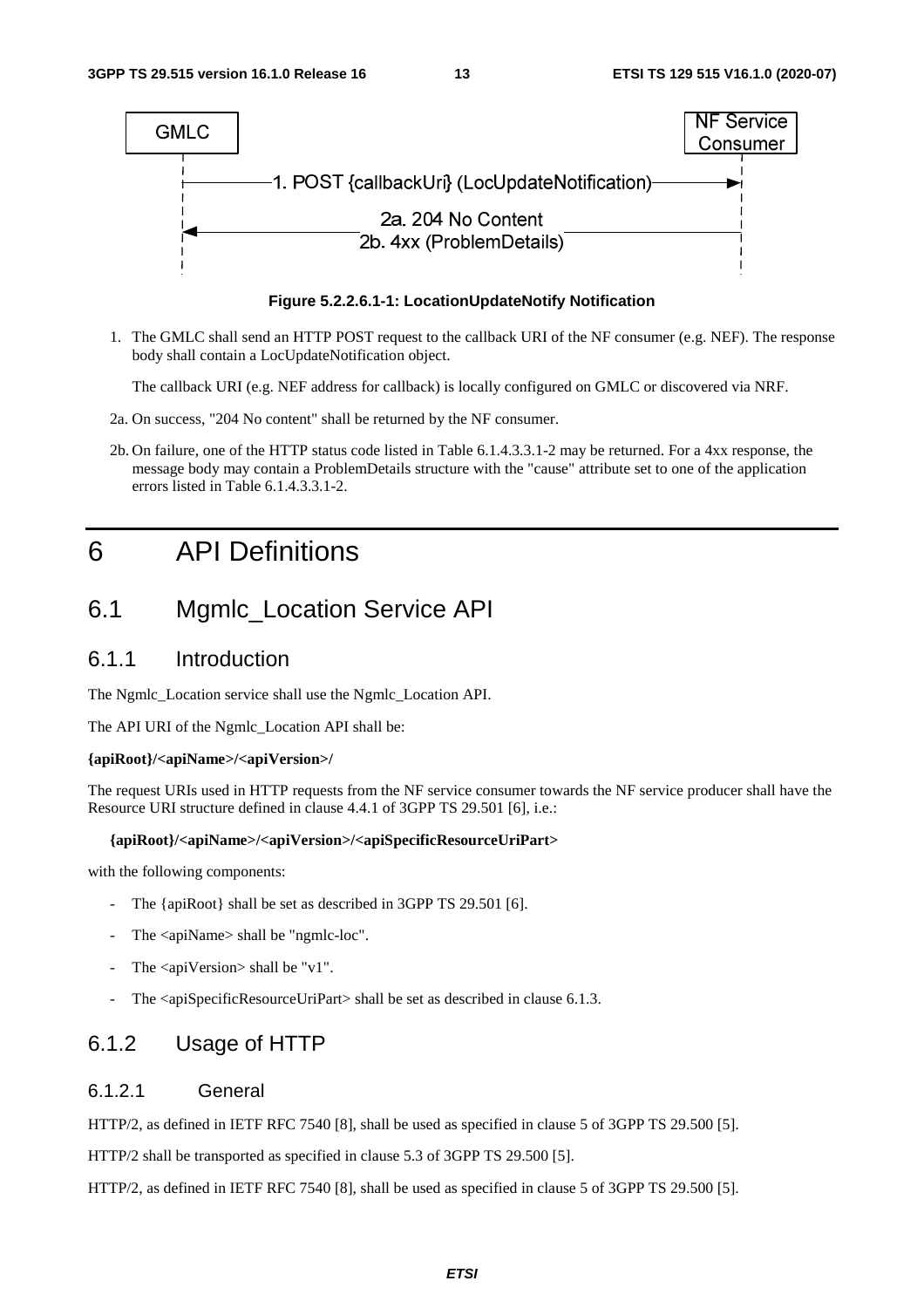Figure 5.2.2.6.1-1: LocationUpdateNotify Notification

1. The GMLC shall send an HTTP POST request to the callback URI of the NF consumer (e.g. NEF). The response body shall contain a LocUpdateNotification object.

   The callback URI (e.g. NEF address for callback) is locally configured on GMLC or discovered via NRF.

2a. On success, "204 No content" shall be returned by the NF consumer.

2b. On failure, one of the HTTP status code listed in Table 6.1.4.3.3.1-2 may be returned. For a 4xx response, the message body may contain a ProblemDetails structure with the "cause" attribute set to one of the application errors listed in Table 6.1.4.3.3.1-2.

# 6 API Definitions

## 6.1 Mgmlc_Location Service API

### 6.1.1 Introduction

The Ngmlc_Location service shall use the Ngmlc_Location API.

The API URI of the Ngmlc_Location API shall be:

**{apiRoot}/<apiName>/<apiVersion>/**

The request URIs used in HTTP requests from the NF service consumer towards the NF service producer shall have the Resource URI structure defined in clause 4.4.1 of 3GPP TS 29.501 [6], i.e.:

**{apiRoot}/<apiName>/<apiVersion>/<apiSpecificResourceUriPart>**

with the following components:

- The {apiRoot} shall be set as described in 3GPP TS 29.501 [6].
- The <apiName> shall be "ngmlc-loc".
- The <apiVersion> shall be "v1".
- The <apiSpecificResourceUriPart> shall be set as described in clause 6.1.3.

### 6.1.2 Usage of HTTP

#### 6.1.2.1 General

HTTP/2, as defined in IETF RFC 7540 [8], shall be used as specified in clause 5 of 3GPP TS 29.500 [5].

HTTP/2 shall be transported as specified in clause 5.3 of 3GPP TS 29.500 [5].

HTTP/2, as defined in IETF RFC 7540 [8], shall be used as specified in clause 5 of 3GPP TS 29.500 [5].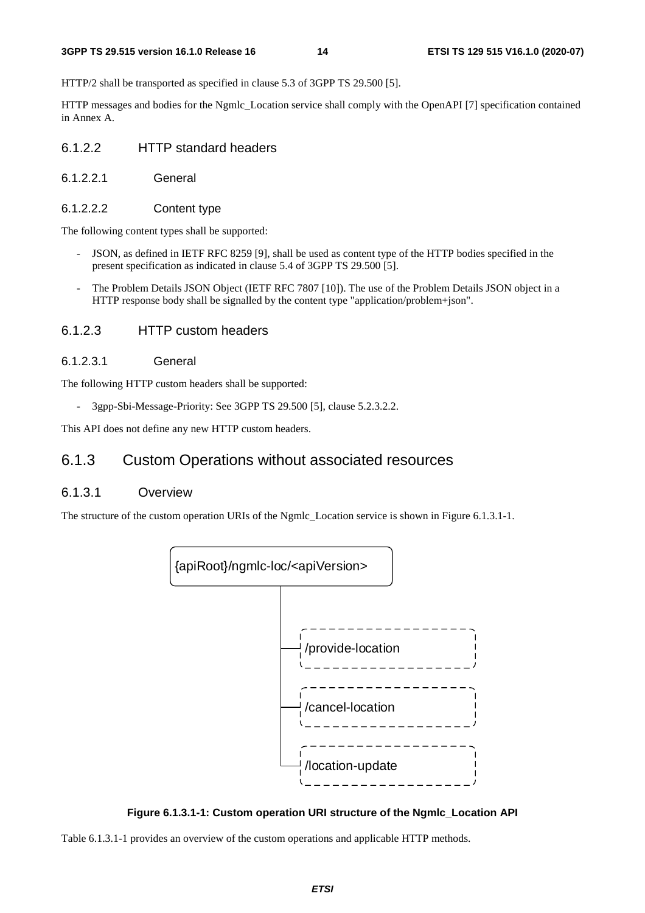HTTP/2 shall be transported as specified in clause 5.3 of 3GPP TS 29.500 [5].

HTTP messages and bodies for the Ngmlc_Location service shall comply with the OpenAPI [7] specification contained in Annex A.

#### 6.1.2.2 HTTP standard headers

##### 6.1.2.2.1 General

##### 6.1.2.2.2 Content type

The following content types shall be supported:

- JSON, as defined in IETF RFC 8259 [9], shall be used as content type of the HTTP bodies specified in the present specification as indicated in clause 5.4 of 3GPP TS 29.500 [5].
- The Problem Details JSON Object (IETF RFC 7807 [10]). The use of the Problem Details JSON object in a HTTP response body shall be signalled by the content type "application/problem+json".

#### 6.1.2.3 HTTP custom headers

##### 6.1.2.3.1 General

The following HTTP custom headers shall be supported:

- 3gpp-Sbi-Message-Priority: See 3GPP TS 29.500 [5], clause 5.2.3.2.2.

This API does not define any new HTTP custom headers.

### 6.1.3 Custom Operations without associated resources

#### 6.1.3.1 Overview

The structure of the custom operation URIs of the Ngmlc_Location service is shown in Figure 6.1.3.1-1.

```
{apiRoot}/ngmlc-loc/<apiVersion>
    |
    |-- /provide-location
    |
    |-- /cancel-location
    |
    |-- /location-update
```

**Figure 6.1.3.1-1: Custom operation URI structure of the Ngmlc_Location API**

Table 6.1.3.1-1 provides an overview of the custom operations and applicable HTTP methods.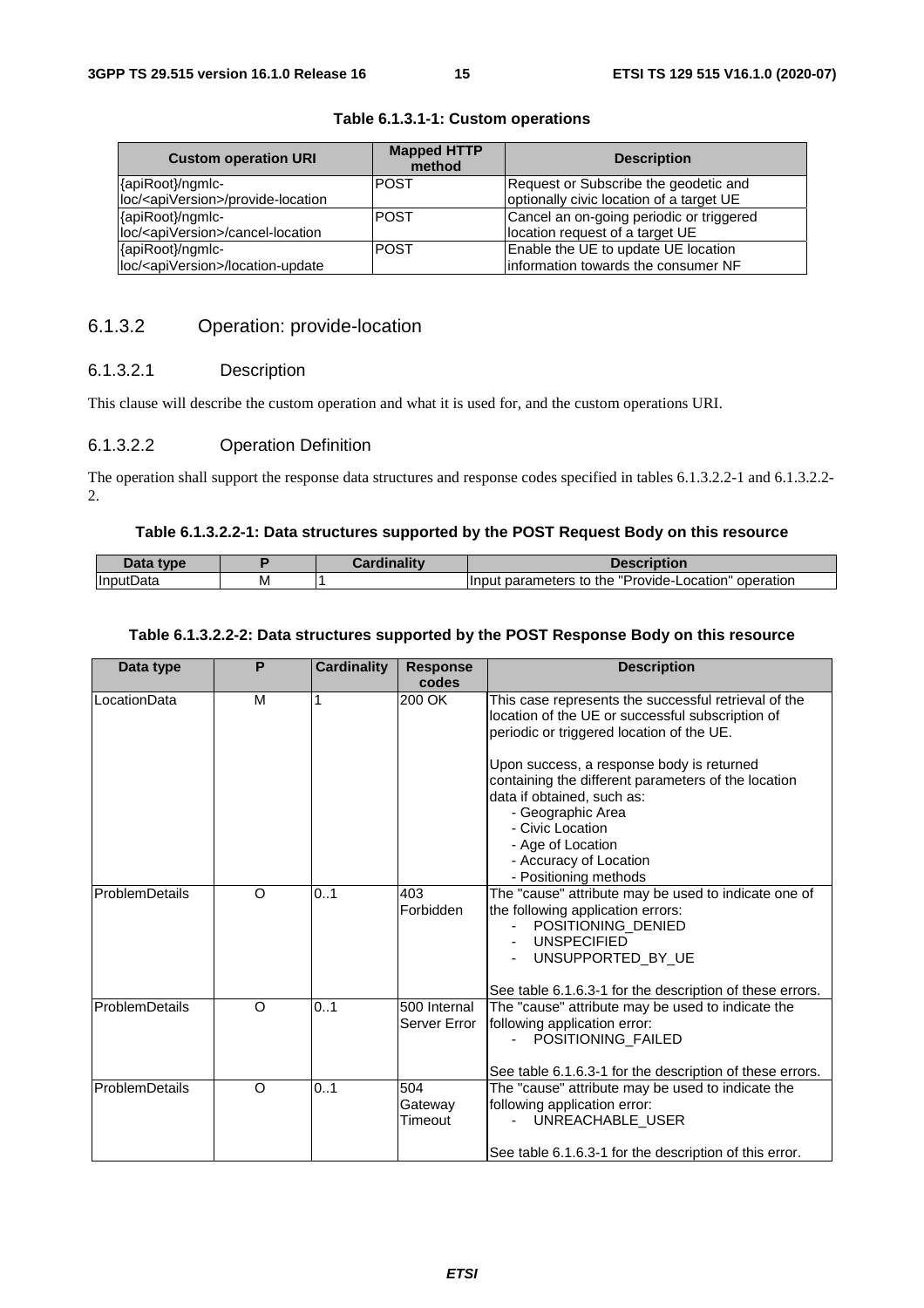**Table 6.1.3.1-1: Custom operations**

| Custom operation URI | Mapped HTTP method | Description |
| --- | --- | --- |
| {apiRoot}/ngmlc-loc/<apiVersion>/provide-location | POST | Request or Subscribe the geodetic and optionally civic location of a target UE |
| {apiRoot}/ngmlc-loc/<apiVersion>/cancel-location | POST | Cancel an on-going periodic or triggered location request of a target UE |
| {apiRoot}/ngmlc-loc/<apiVersion>/location-update | POST | Enable the UE to update UE location information towards the consumer NF |

### 6.1.3.2 Operation: provide-location

#### 6.1.3.2.1 Description

This clause will describe the custom operation and what it is used for, and the custom operations URI.

#### 6.1.3.2.2 Operation Definition

The operation shall support the response data structures and response codes specified in tables 6.1.3.2.2-1 and 6.1.3.2.2-2.

**Table 6.1.3.2.2-1: Data structures supported by the POST Request Body on this resource**

| Data type | P | Cardinality | Description |
| --- | --- | --- | --- |
| InputData | M | 1 | Input parameters to the "Provide-Location" operation |

**Table 6.1.3.2.2-2: Data structures supported by the POST Response Body on this resource**

| Data type | P | Cardinality | Response codes | Description |
| --- | --- | --- | --- | --- |
| LocationData | M | 1 | 200 OK | This case represents the successful retrieval of the location of the UE or successful subscription of periodic or triggered location of the UE.<br><br>Upon success, a response body is returned containing the different parameters of the location data if obtained, such as:<br>- Geographic Area<br>- Civic Location<br>- Age of Location<br>- Accuracy of Location<br>- Positioning methods |
| ProblemDetails | O | 0..1 | 403 Forbidden | The "cause" attribute may be used to indicate one of the following application errors:<br>- POSITIONING_DENIED<br>- UNSPECIFIED<br>- UNSUPPORTED_BY_UE<br><br>See table 6.1.6.3-1 for the description of these errors. |
| ProblemDetails | O | 0..1 | 500 Internal Server Error | The "cause" attribute may be used to indicate the following application error:<br>- POSITIONING_FAILED<br><br>See table 6.1.6.3-1 for the description of these errors. |
| ProblemDetails | O | 0..1 | 504 Gateway Timeout | The "cause" attribute may be used to indicate the following application error:<br>- UNREACHABLE_USER<br><br>See table 6.1.6.3-1 for the description of this error. |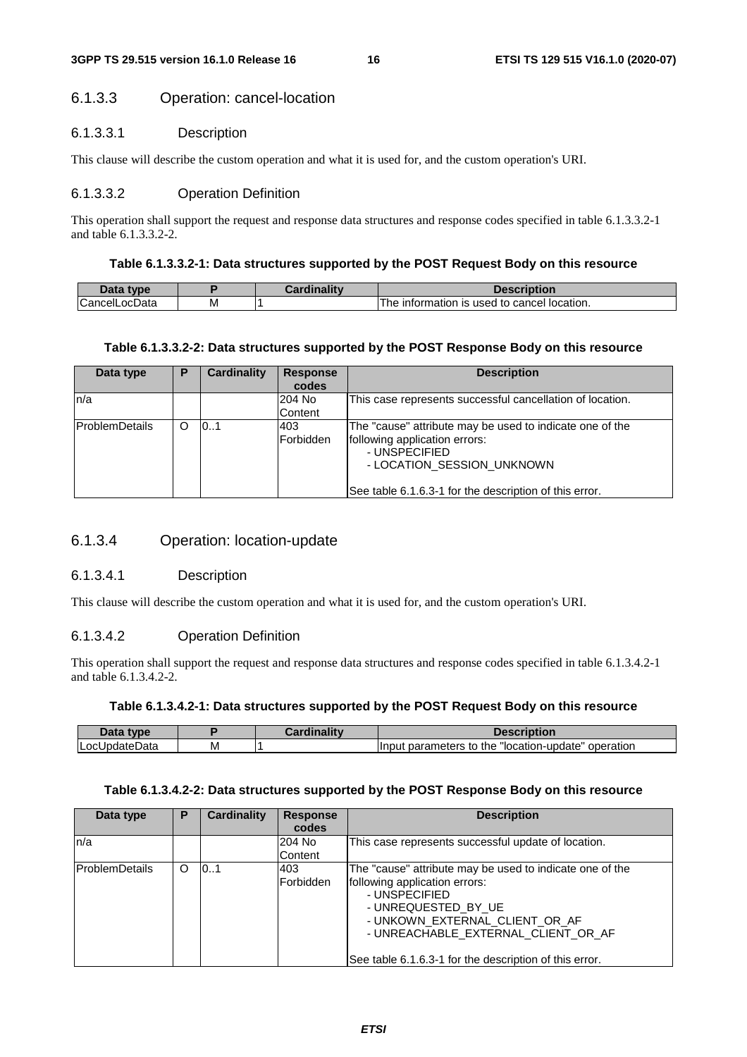#### 6.1.3.3 Operation: cancel-location

##### 6.1.3.3.1 Description

This clause will describe the custom operation and what it is used for, and the custom operation's URI.

##### 6.1.3.3.2 Operation Definition

This operation shall support the request and response data structures and response codes specified in table 6.1.3.3.2-1 and table 6.1.3.3.2-2.

**Table 6.1.3.3.2-1: Data structures supported by the POST Request Body on this resource**

| Data type | P | Cardinality | Description |
|---|---|---|---|
| CancelLocData | M | 1 | The information is used to cancel location. |

**Table 6.1.3.3.2-2: Data structures supported by the POST Response Body on this resource**

| Data type | P | Cardinality | Response codes | Description |
|---|---|---|---|---|
| n/a | | | 204 No Content | This case represents successful cancellation of location. |
| ProblemDetails | O | 0..1 | 403 Forbidden | The "cause" attribute may be used to indicate one of the following application errors:<br>- UNSPECIFIED<br>- LOCATION_SESSION_UNKNOWN<br><br>See table 6.1.6.3-1 for the description of this error. |

#### 6.1.3.4 Operation: location-update

##### 6.1.3.4.1 Description

This clause will describe the custom operation and what it is used for, and the custom operation's URI.

##### 6.1.3.4.2 Operation Definition

This operation shall support the request and response data structures and response codes specified in table 6.1.3.4.2-1 and table 6.1.3.4.2-2.

**Table 6.1.3.4.2-1: Data structures supported by the POST Request Body on this resource**

| Data type | P | Cardinality | Description |
|---|---|---|---|
| LocUpdateData | M | 1 | Input parameters to the "location-update" operation |

**Table 6.1.3.4.2-2: Data structures supported by the POST Response Body on this resource**

| Data type | P | Cardinality | Response codes | Description |
|---|---|---|---|---|
| n/a | | | 204 No Content | This case represents successful update of location. |
| ProblemDetails | O | 0..1 | 403 Forbidden | The "cause" attribute may be used to indicate one of the following application errors:<br>- UNSPECIFIED<br>- UNREQUESTED_BY_UE<br>- UNKOWN_EXTERNAL_CLIENT_OR_AF<br>- UNREACHABLE_EXTERNAL_CLIENT_OR_AF<br><br>See table 6.1.6.3-1 for the description of this error. |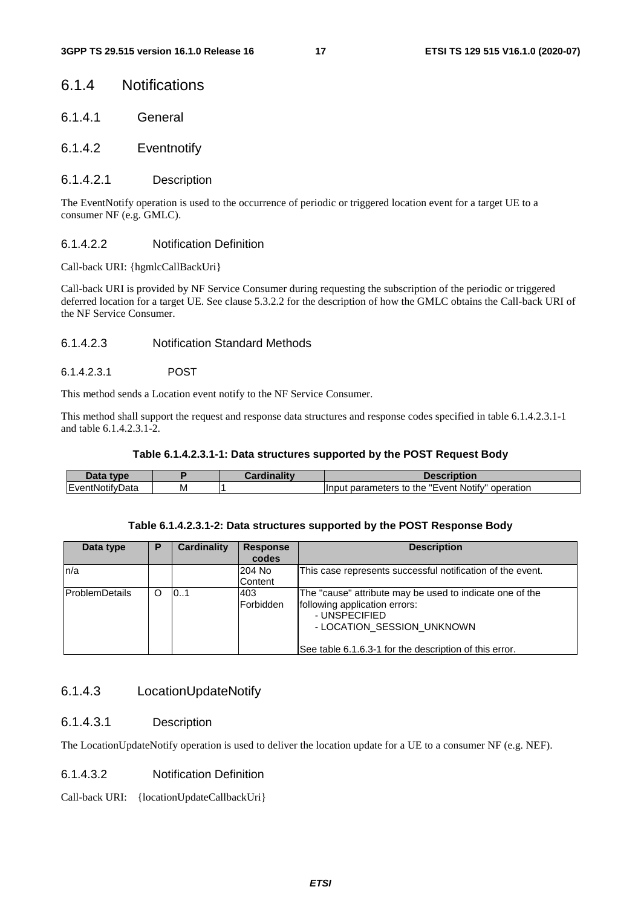### 6.1.4 Notifications

#### 6.1.4.1 General

#### 6.1.4.2 Eventnotify

##### 6.1.4.2.1 Description

The EventNotify operation is used to the occurrence of periodic or triggered location event for a target UE to a consumer NF (e.g. GMLC).

##### 6.1.4.2.2 Notification Definition

Call-back URI: {hgmlcCallBackUri}

Call-back URI is provided by NF Service Consumer during requesting the subscription of the periodic or triggered deferred location for a target UE. See clause 5.3.2.2 for the description of how the GMLC obtains the Call-back URI of the NF Service Consumer.

##### 6.1.4.2.3 Notification Standard Methods

###### 6.1.4.2.3.1 POST

This method sends a Location event notify to the NF Service Consumer.

This method shall support the request and response data structures and response codes specified in table 6.1.4.2.3.1-1 and table 6.1.4.2.3.1-2.

**Table 6.1.4.2.3.1-1: Data structures supported by the POST Request Body**

| Data type | P | Cardinality | Description |
|---|---|---|---|
| EventNotifyData | M | 1 | Input parameters to the "Event Notify" operation |

**Table 6.1.4.2.3.1-2: Data structures supported by the POST Response Body**

| Data type | P | Cardinality | Response codes | Description |
|---|---|---|---|---|
| n/a | | | 204 No Content | This case represents successful notification of the event. |
| ProblemDetails | O | 0..1 | 403 Forbidden | The "cause" attribute may be used to indicate one of the following application errors:<br>- UNSPECIFIED<br>- LOCATION_SESSION_UNKNOWN<br><br>See table 6.1.6.3-1 for the description of this error. |

#### 6.1.4.3 LocationUpdateNotify

##### 6.1.4.3.1 Description

The LocationUpdateNotify operation is used to deliver the location update for a UE to a consumer NF (e.g. NEF).

##### 6.1.4.3.2 Notification Definition

Call-back URI: {locationUpdateCallbackUri}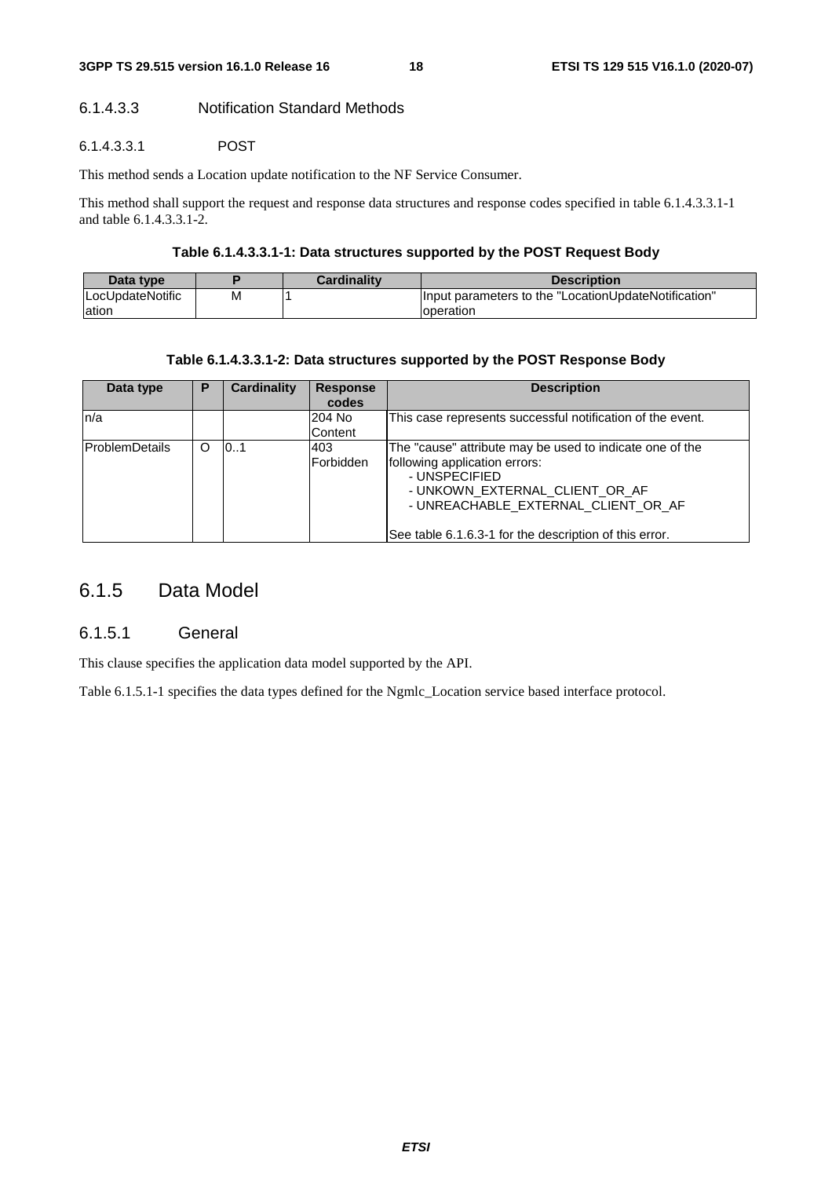#### 6.1.4.3.3 Notification Standard Methods

##### 6.1.4.3.3.1 POST

This method sends a Location update notification to the NF Service Consumer.

This method shall support the request and response data structures and response codes specified in table 6.1.4.3.3.1-1 and table 6.1.4.3.3.1-2.

**Table 6.1.4.3.3.1-1: Data structures supported by the POST Request Body**

| Data type | P | Cardinality | Description |
|---|---|---|---|
| LocUpdateNotification | M | 1 | Input parameters to the "LocationUpdateNotification" operation |

**Table 6.1.4.3.3.1-2: Data structures supported by the POST Response Body**

| Data type | P | Cardinality | Response codes | Description |
|---|---|---|---|---|
| n/a | | | 204 No Content | This case represents successful notification of the event. |
| ProblemDetails | O | 0..1 | 403 Forbidden | The "cause" attribute may be used to indicate one of the following application errors:<br>- UNSPECIFIED<br>- UNKOWN_EXTERNAL_CLIENT_OR_AF<br>- UNREACHABLE_EXTERNAL_CLIENT_OR_AF<br><br>See table 6.1.6.3-1 for the description of this error. |

### 6.1.5 Data Model

#### 6.1.5.1 General

This clause specifies the application data model supported by the API.

Table 6.1.5.1-1 specifies the data types defined for the Ngmlc_Location service based interface protocol.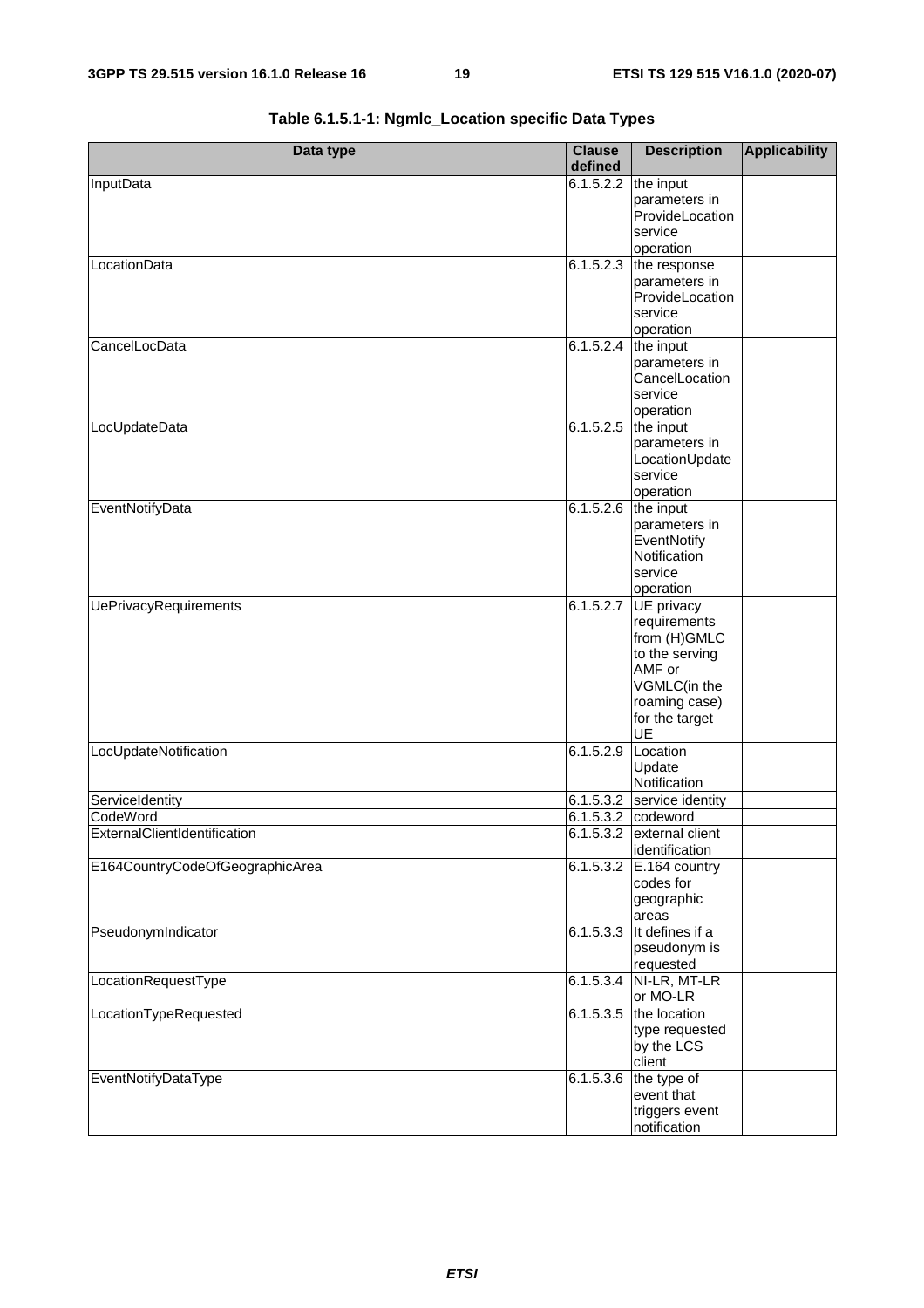**Table 6.1.5.1-1: Ngmlc_Location specific Data Types**

| Data type | Clause defined | Description | Applicability |
| --- | --- | --- | --- |
| InputData | 6.1.5.2.2 | the input parameters in ProvideLocation service operation | |
| LocationData | 6.1.5.2.3 | the response parameters in ProvideLocation service operation | |
| CancelLocData | 6.1.5.2.4 | the input parameters in CancelLocation service operation | |
| LocUpdateData | 6.1.5.2.5 | the input parameters in LocationUpdate service operation | |
| EventNotifyData | 6.1.5.2.6 | the input parameters in EventNotify Notification service operation | |
| UePrivacyRequirements | 6.1.5.2.7 | UE privacy requirements from (H)GMLC to the serving AMF or VGMLC(in the roaming case) for the target UE | |
| LocUpdateNotification | 6.1.5.2.9 | Location Update Notification | |
| ServiceIdentity | 6.1.5.3.2 | service identity | |
| CodeWord | 6.1.5.3.2 | codeword | |
| ExternalClientIdentification | 6.1.5.3.2 | external client identification | |
| E164CountryCodeOfGeographicArea | 6.1.5.3.2 | E.164 country codes for geographic areas | |
| PseudonymIndicator | 6.1.5.3.3 | It defines if a pseudonym is requested | |
| LocationRequestType | 6.1.5.3.4 | NI-LR, MT-LR or MO-LR | |
| LocationTypeRequested | 6.1.5.3.5 | the location type requested by the LCS client | |
| EventNotifyDataType | 6.1.5.3.6 | the type of event that triggers event notification | |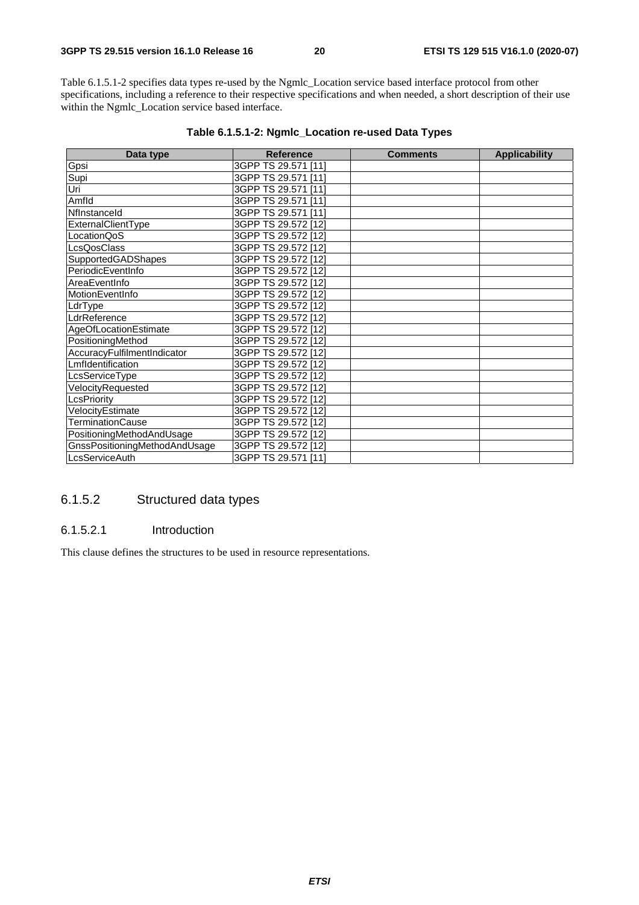Table 6.1.5.1-2 specifies data types re-used by the Ngmlc_Location service based interface protocol from other specifications, including a reference to their respective specifications and when needed, a short description of their use within the Ngmlc_Location service based interface.

**Table 6.1.5.1-2: Ngmlc_Location re-used Data Types**

| Data type | Reference | Comments | Applicability |
|---|---|---|---|
| Gpsi | 3GPP TS 29.571 [11] | | |
| Supi | 3GPP TS 29.571 [11] | | |
| Uri | 3GPP TS 29.571 [11] | | |
| AmfId | 3GPP TS 29.571 [11] | | |
| NfInstanceId | 3GPP TS 29.571 [11] | | |
| ExternalClientType | 3GPP TS 29.572 [12] | | |
| LocationQoS | 3GPP TS 29.572 [12] | | |
| LcsQosClass | 3GPP TS 29.572 [12] | | |
| SupportedGADShapes | 3GPP TS 29.572 [12] | | |
| PeriodicEventInfo | 3GPP TS 29.572 [12] | | |
| AreaEventInfo | 3GPP TS 29.572 [12] | | |
| MotionEventInfo | 3GPP TS 29.572 [12] | | |
| LdrType | 3GPP TS 29.572 [12] | | |
| LdrReference | 3GPP TS 29.572 [12] | | |
| AgeOfLocationEstimate | 3GPP TS 29.572 [12] | | |
| PositioningMethod | 3GPP TS 29.572 [12] | | |
| AccuracyFulfilmentIndicator | 3GPP TS 29.572 [12] | | |
| LmfIdentification | 3GPP TS 29.572 [12] | | |
| LcsServiceType | 3GPP TS 29.572 [12] | | |
| VelocityRequested | 3GPP TS 29.572 [12] | | |
| LcsPriority | 3GPP TS 29.572 [12] | | |
| VelocityEstimate | 3GPP TS 29.572 [12] | | |
| TerminationCause | 3GPP TS 29.572 [12] | | |
| PositioningMethodAndUsage | 3GPP TS 29.572 [12] | | |
| GnssPositioningMethodAndUsage | 3GPP TS 29.572 [12] | | |
| LcsServiceAuth | 3GPP TS 29.571 [11] | | |

### 6.1.5.2 Structured data types

#### 6.1.5.2.1 Introduction

This clause defines the structures to be used in resource representations.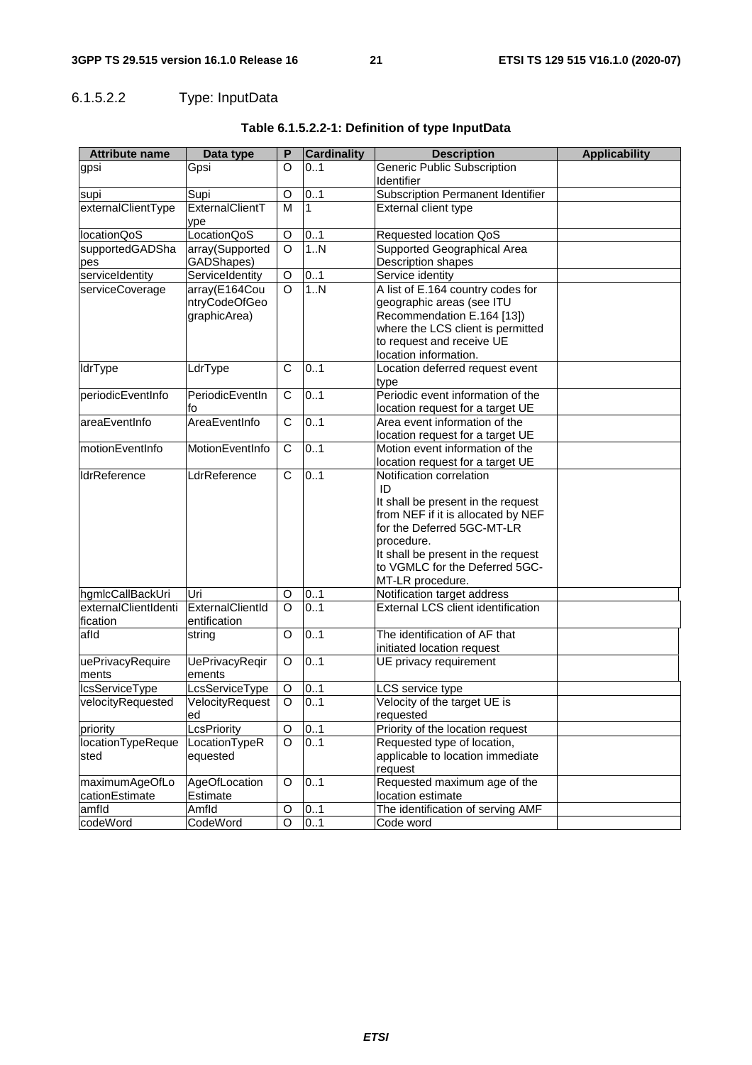#### 6.1.5.2.2 Type: InputData

**Table 6.1.5.2.2-1: Definition of type InputData**

| Attribute name | Data type | P | Cardinality | Description | Applicability |
| --- | --- | --- | --- | --- | --- |
| gpsi | Gpsi | O | 0..1 | Generic Public Subscription Identifier | |
| supi | Supi | O | 0..1 | Subscription Permanent Identifier | |
| externalClientType | ExternalClientType | M | 1 | External client type | |
| locationQoS | LocationQoS | O | 0..1 | Requested location QoS | |
| supportedGADShapes | array(SupportedGADShapes) | O | 1..N | Supported Geographical Area Description shapes | |
| serviceIdentity | ServiceIdentity | O | 0..1 | Service identity | |
| serviceCoverage | array(E164CountryCodeOfGeographicArea) | O | 1..N | A list of E.164 country codes for geographic areas (see ITU Recommendation E.164 [13]) where the LCS client is permitted to request and receive UE location information. | |
| ldrType | LdrType | C | 0..1 | Location deferred request event type | |
| periodicEventInfo | PeriodicEventInfo | C | 0..1 | Periodic event information of the location request for a target UE | |
| areaEventInfo | AreaEventInfo | C | 0..1 | Area event information of the location request for a target UE | |
| motionEventInfo | MotionEventInfo | C | 0..1 | Motion event information of the location request for a target UE | |
| ldrReference | LdrReference | C | 0..1 | Notification correlation ID<br>It shall be present in the request from NEF if it is allocated by NEF for the Deferred 5GC-MT-LR procedure.<br>It shall be present in the request to VGMLC for the Deferred 5GC-MT-LR procedure. | |
| hgmlcCallBackUri | Uri | O | 0..1 | Notification target address | |
| externalClientIdentification | ExternalClientIdentification | O | 0..1 | External LCS client identification | |
| afId | string | O | 0..1 | The identification of AF that initiated location request | |
| uePrivacyRequirements | UePrivacyReqirements | O | 0..1 | UE privacy requirement | |
| lcsServiceType | LcsServiceType | O | 0..1 | LCS service type | |
| velocityRequested | VelocityRequested | O | 0..1 | Velocity of the target UE is requested | |
| priority | LcsPriority | O | 0..1 | Priority of the location request | |
| locationTypeRequested | LocationTypeRequested | O | 0..1 | Requested type of location, applicable to location immediate request | |
| maximumAgeOfLocationEstimate | AgeOfLocationEstimate | O | 0..1 | Requested maximum age of the location estimate | |
| amfId | AmfId | O | 0..1 | The identification of serving AMF | |
| codeWord | CodeWord | O | 0..1 | Code word | |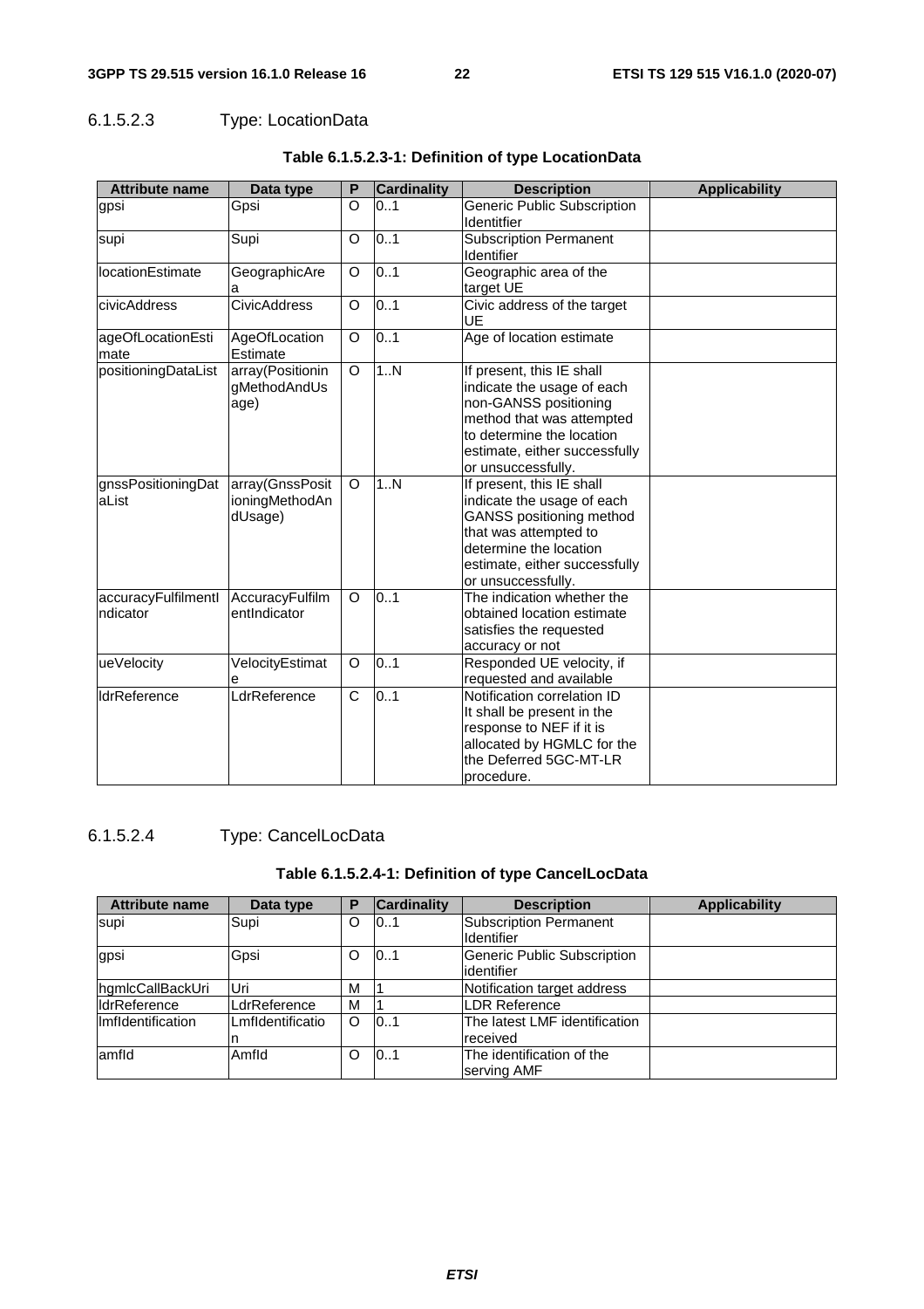#### 6.1.5.2.3 Type: LocationData

**Table 6.1.5.2.3-1: Definition of type LocationData**

| Attribute name | Data type | P | Cardinality | Description | Applicability |
|---|---|---|---|---|---|
| gpsi | Gpsi | O | 0..1 | Generic Public Subscription Identitfier | |
| supi | Supi | O | 0..1 | Subscription Permanent Identifier | |
| locationEstimate | GeographicArea | O | 0..1 | Geographic area of the target UE | |
| civicAddress | CivicAddress | O | 0..1 | Civic address of the target UE | |
| ageOfLocationEstimate | AgeOfLocationEstimate | O | 0..1 | Age of location estimate | |
| positioningDataList | array(PositioningMethodAndUsage) | O | 1..N | If present, this IE shall indicate the usage of each non-GANSS positioning method that was attempted to determine the location estimate, either successfully or unsuccessfully. | |
| gnssPositioningDataList | array(GnssPositioningMethodAndUsage) | O | 1..N | If present, this IE shall indicate the usage of each GANSS positioning method that was attempted to determine the location estimate, either successfully or unsuccessfully. | |
| accuracyFulfilmentIndicator | AccuracyFulfilmentIndicator | O | 0..1 | The indication whether the obtained location estimate satisfies the requested accuracy or not | |
| ueVelocity | VelocityEstimate | O | 0..1 | Responded UE velocity, if requested and available | |
| ldrReference | LdrReference | C | 0..1 | Notification correlation ID It shall be present in the response to NEF if it is allocated by HGMLC for the the Deferred 5GC-MT-LR procedure. | |

#### 6.1.5.2.4 Type: CancelLocData

**Table 6.1.5.2.4-1: Definition of type CancelLocData**

| Attribute name | Data type | P | Cardinality | Description | Applicability |
|---|---|---|---|---|---|
| supi | Supi | O | 0..1 | Subscription Permanent Identifier | |
| gpsi | Gpsi | O | 0..1 | Generic Public Subscription identifier | |
| hgmlcCallBackUri | Uri | M | 1 | Notification target address | |
| ldrReference | LdrReference | M | 1 | LDR Reference | |
| lmfIdentification | LmfIdentification | O | 0..1 | The latest LMF identification received | |
| amfId | AmfId | O | 0..1 | The identification of the serving AMF | |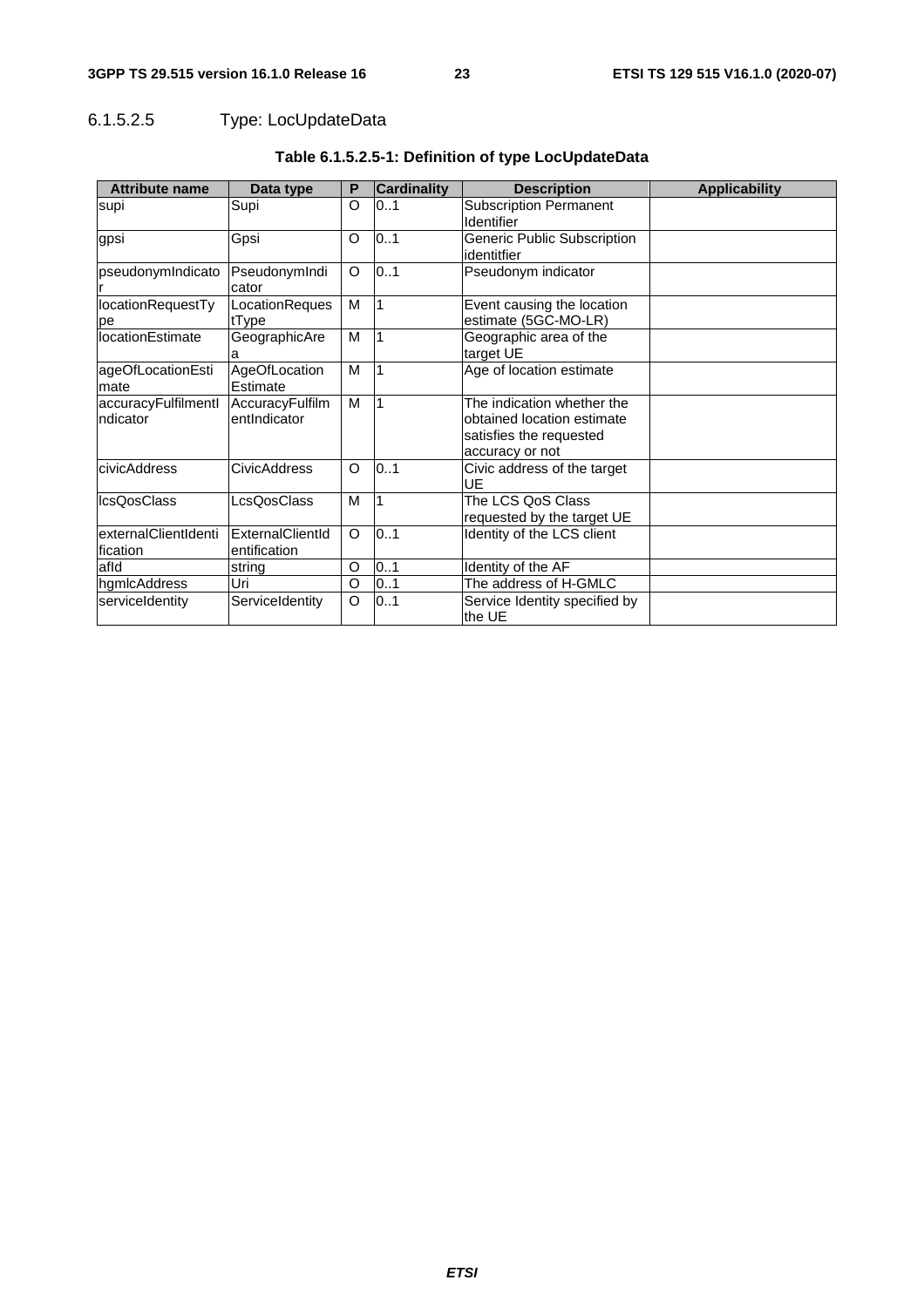#### 6.1.5.2.5 Type: LocUpdateData

**Table 6.1.5.2.5-1: Definition of type LocUpdateData**

| Attribute name | Data type | P | Cardinality | Description | Applicability |
|---|---|---|---|---|---|
| supi | Supi | O | 0..1 | Subscription Permanent Identifier | |
| gpsi | Gpsi | O | 0..1 | Generic Public Subscription identitfier | |
| pseudonymIndicator | PseudonymIndicator | O | 0..1 | Pseudonym indicator | |
| locationRequestType | LocationRequestType | M | 1 | Event causing the location estimate (5GC-MO-LR) | |
| locationEstimate | GeographicArea | M | 1 | Geographic area of the target UE | |
| ageOfLocationEstimate | AgeOfLocationEstimate | M | 1 | Age of location estimate | |
| accuracyFulfilmentIndicator | AccuracyFulfilmentIndicator | M | 1 | The indication whether the obtained location estimate satisfies the requested accuracy or not | |
| civicAddress | CivicAddress | O | 0..1 | Civic address of the target UE | |
| lcsQosClass | LcsQosClass | M | 1 | The LCS QoS Class requested by the target UE | |
| externalClientIdentification | ExternalClientIdentification | O | 0..1 | Identity of the LCS client | |
| afId | string | O | 0..1 | Identity of the AF | |
| hgmlcAddress | Uri | O | 0..1 | The address of H-GMLC | |
| serviceIdentity | ServiceIdentity | O | 0..1 | Service Identity specified by the UE | |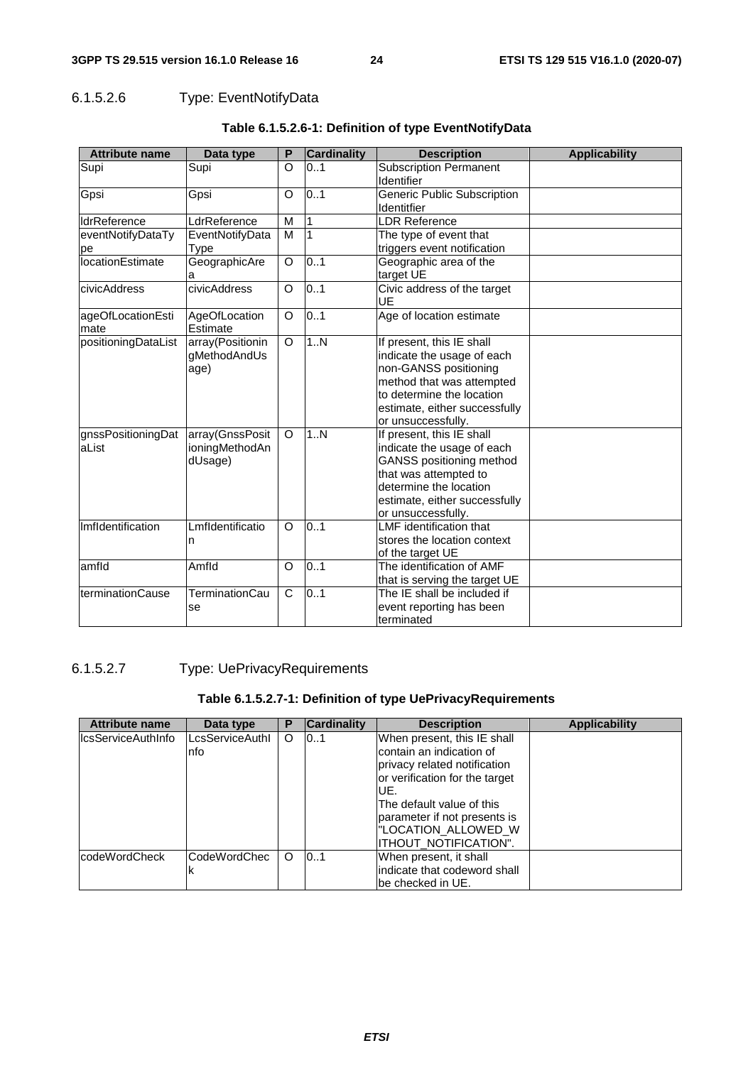#### 6.1.5.2.6 Type: EventNotifyData

**Table 6.1.5.2.6-1: Definition of type EventNotifyData**

| Attribute name | Data type | P | Cardinality | Description | Applicability |
|---|---|---|---|---|---|
| Supi | Supi | O | 0..1 | Subscription Permanent Identifier | |
| Gpsi | Gpsi | O | 0..1 | Generic Public Subscription Identitfier | |
| ldrReference | LdrReference | M | 1 | LDR Reference | |
| eventNotifyDataType | EventNotifyDataType | M | 1 | The type of event that triggers event notification | |
| locationEstimate | GeographicArea | O | 0..1 | Geographic area of the target UE | |
| civicAddress | civicAddress | O | 0..1 | Civic address of the target UE | |
| ageOfLocationEstimate | AgeOfLocationEstimate | O | 0..1 | Age of location estimate | |
| positioningDataList | array(PositioningMethodAndUsage) | O | 1..N | If present, this IE shall indicate the usage of each non-GANSS positioning method that was attempted to determine the location estimate, either successfully or unsuccessfully. | |
| gnssPositioningDataList | array(GnssPositioningMethodAndUsage) | O | 1..N | If present, this IE shall indicate the usage of each GANSS positioning method that was attempted to determine the location estimate, either successfully or unsuccessfully. | |
| lmfIdentification | LmfIdentification | O | 0..1 | LMF identification that stores the location context of the target UE | |
| amfId | AmfId | O | 0..1 | The identification of AMF that is serving the target UE | |
| terminationCause | TerminationCause | C | 0..1 | The IE shall be included if event reporting has been terminated | |

#### 6.1.5.2.7 Type: UePrivacyRequirements

**Table 6.1.5.2.7-1: Definition of type UePrivacyRequirements**

| Attribute name | Data type | P | Cardinality | Description | Applicability |
|---|---|---|---|---|---|
| lcsServiceAuthInfo | LcsServiceAuthInfo | O | 0..1 | When present, this IE shall contain an indication of privacy related notification or verification for the target UE.<br>The default value of this parameter if not presents is "LOCATION_ALLOWED_WITHOUT_NOTIFICATION". | |
| codeWordCheck | CodeWordCheck | O | 0..1 | When present, it shall indicate that codeword shall be checked in UE. | |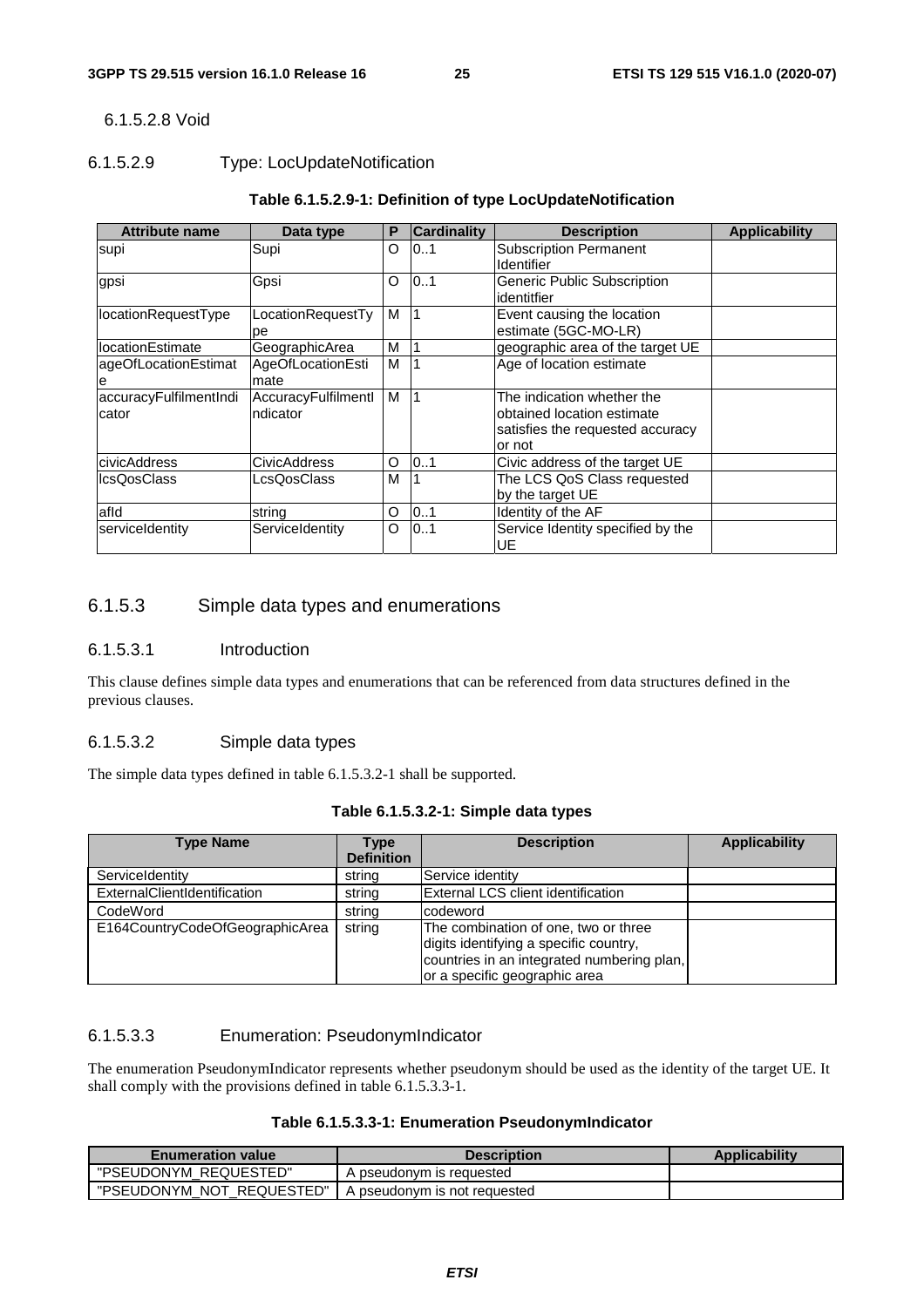6.1.5.2.8 Void

### 6.1.5.2.9 Type: LocUpdateNotification

**Table 6.1.5.2.9-1: Definition of type LocUpdateNotification**

| Attribute name | Data type | P | Cardinality | Description | Applicability |
|---|---|---|---|---|---|
| supi | Supi | O | 0..1 | Subscription Permanent Identifier | |
| gpsi | Gpsi | O | 0..1 | Generic Public Subscription identitfier | |
| locationRequestType | LocationRequestType | M | 1 | Event causing the location estimate (5GC-MO-LR) | |
| locationEstimate | GeographicArea | M | 1 | geographic area of the target UE | |
| ageOfLocationEstimate | AgeOfLocationEstimate | M | 1 | Age of location estimate | |
| accuracyFulfilmentIndicator | AccuracyFulfilmentIndicator | M | 1 | The indication whether the obtained location estimate satisfies the requested accuracy or not | |
| civicAddress | CivicAddress | O | 0..1 | Civic address of the target UE | |
| lcsQosClass | LcsQosClass | M | 1 | The LCS QoS Class requested by the target UE | |
| afId | string | O | 0..1 | Identity of the AF | |
| serviceIdentity | ServiceIdentity | O | 0..1 | Service Identity specified by the UE | |

### 6.1.5.3 Simple data types and enumerations

#### 6.1.5.3.1 Introduction

This clause defines simple data types and enumerations that can be referenced from data structures defined in the previous clauses.

#### 6.1.5.3.2 Simple data types

The simple data types defined in table 6.1.5.3.2-1 shall be supported.

**Table 6.1.5.3.2-1: Simple data types**

| Type Name | Type Definition | Description | Applicability |
|---|---|---|---|
| ServiceIdentity | string | Service identity | |
| ExternalClientIdentification | string | External LCS client identification | |
| CodeWord | string | codeword | |
| E164CountryCodeOfGeographicArea | string | The combination of one, two or three digits identifying a specific country, countries in an integrated numbering plan, or a specific geographic area | |

#### 6.1.5.3.3 Enumeration: PseudonymIndicator

The enumeration PseudonymIndicator represents whether pseudonym should be used as the identity of the target UE. It shall comply with the provisions defined in table 6.1.5.3.3-1.

**Table 6.1.5.3.3-1: Enumeration PseudonymIndicator**

| Enumeration value | Description | Applicability |
|---|---|---|
| "PSEUDONYM_REQUESTED" | A pseudonym is requested | |
| "PSEUDONYM_NOT_REQUESTED" | A pseudonym is not requested | |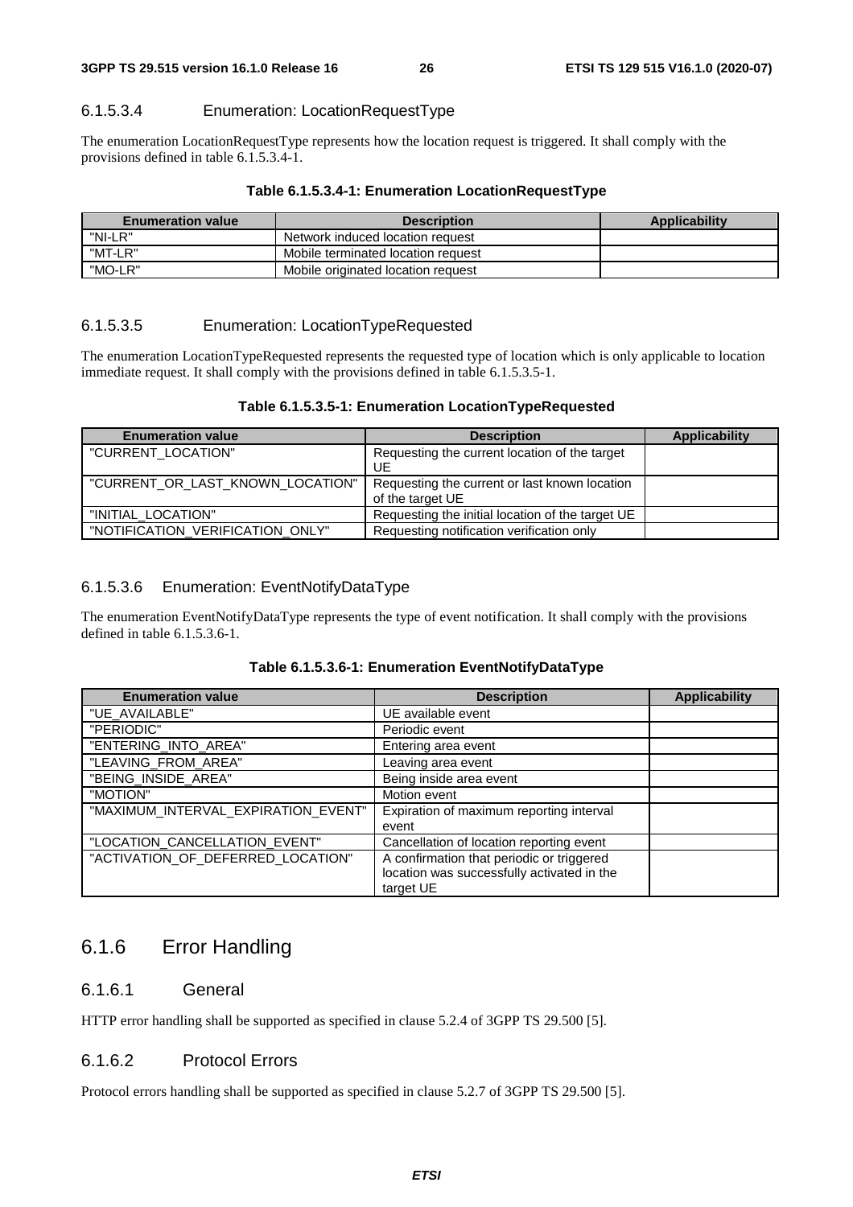#### 6.1.5.3.4 Enumeration: LocationRequestType

The enumeration LocationRequestType represents how the location request is triggered. It shall comply with the provisions defined in table 6.1.5.3.4-1.

**Table 6.1.5.3.4-1: Enumeration LocationRequestType**

| Enumeration value | Description | Applicability |
|---|---|---|
| "NI-LR" | Network induced location request | |
| "MT-LR" | Mobile terminated location request | |
| "MO-LR" | Mobile originated location request | |

#### 6.1.5.3.5 Enumeration: LocationTypeRequested

The enumeration LocationTypeRequested represents the requested type of location which is only applicable to location immediate request. It shall comply with the provisions defined in table 6.1.5.3.5-1.

**Table 6.1.5.3.5-1: Enumeration LocationTypeRequested**

| Enumeration value | Description | Applicability |
|---|---|---|
| "CURRENT_LOCATION" | Requesting the current location of the target UE | |
| "CURRENT_OR_LAST_KNOWN_LOCATION" | Requesting the current or last known location of the target UE | |
| "INITIAL_LOCATION" | Requesting the initial location of the target UE | |
| "NOTIFICATION_VERIFICATION_ONLY" | Requesting notification verification only | |

#### 6.1.5.3.6 Enumeration: EventNotifyDataType

The enumeration EventNotifyDataType represents the type of event notification. It shall comply with the provisions defined in table 6.1.5.3.6-1.

**Table 6.1.5.3.6-1: Enumeration EventNotifyDataType**

| Enumeration value | Description | Applicability |
|---|---|---|
| "UE_AVAILABLE" | UE available event | |
| "PERIODIC" | Periodic event | |
| "ENTERING_INTO_AREA" | Entering area event | |
| "LEAVING_FROM_AREA" | Leaving area event | |
| "BEING_INSIDE_AREA" | Being inside area event | |
| "MOTION" | Motion event | |
| "MAXIMUM_INTERVAL_EXPIRATION_EVENT" | Expiration of maximum reporting interval event | |
| "LOCATION_CANCELLATION_EVENT" | Cancellation of location reporting event | |
| "ACTIVATION_OF_DEFERRED_LOCATION" | A confirmation that periodic or triggered location was successfully activated in the target UE | |

## 6.1.6 Error Handling

### 6.1.6.1 General

HTTP error handling shall be supported as specified in clause 5.2.4 of 3GPP TS 29.500 [5].

### 6.1.6.2 Protocol Errors

Protocol errors handling shall be supported as specified in clause 5.2.7 of 3GPP TS 29.500 [5].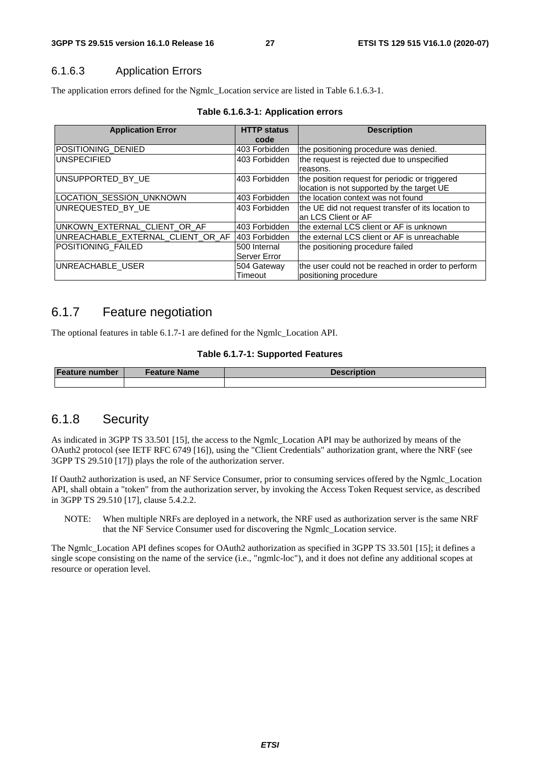### 6.1.6.3 Application Errors

The application errors defined for the Ngmlc_Location service are listed in Table 6.1.6.3-1.

**Table 6.1.6.3-1: Application errors**

| Application Error | HTTP status code | Description |
| --- | --- | --- |
| POSITIONING_DENIED | 403 Forbidden | the positioning procedure was denied. |
| UNSPECIFIED | 403 Forbidden | the request is rejected due to unspecified reasons. |
| UNSUPPORTED_BY_UE | 403 Forbidden | the position request for periodic or triggered location is not supported by the target UE |
| LOCATION_SESSION_UNKNOWN | 403 Forbidden | the location context was not found |
| UNREQUESTED_BY_UE | 403 Forbidden | the UE did not request transfer of its location to an LCS Client or AF |
| UNKOWN_EXTERNAL_CLIENT_OR_AF | 403 Forbidden | the external LCS client or AF is unknown |
| UNREACHABLE_EXTERNAL_CLIENT_OR_AF | 403 Forbidden | the external LCS client or AF is unreachable |
| POSITIONING_FAILED | 500 Internal Server Error | the positioning procedure failed |
| UNREACHABLE_USER | 504 Gateway Timeout | the user could not be reached in order to perform positioning procedure |

## 6.1.7 Feature negotiation

The optional features in table 6.1.7-1 are defined for the Ngmlc_Location API.

**Table 6.1.7-1: Supported Features**

| Feature number | Feature Name | Description |
| --- | --- | --- |
| | | |

## 6.1.8 Security

As indicated in 3GPP TS 33.501 [15], the access to the Ngmlc_Location API may be authorized by means of the OAuth2 protocol (see IETF RFC 6749 [16]), using the "Client Credentials" authorization grant, where the NRF (see 3GPP TS 29.510 [17]) plays the role of the authorization server.

If Oauth2 authorization is used, an NF Service Consumer, prior to consuming services offered by the Ngmlc_Location API, shall obtain a "token" from the authorization server, by invoking the Access Token Request service, as described in 3GPP TS 29.510 [17], clause 5.4.2.2.

NOTE: When multiple NRFs are deployed in a network, the NRF used as authorization server is the same NRF that the NF Service Consumer used for discovering the Ngmlc_Location service.

The Ngmlc_Location API defines scopes for OAuth2 authorization as specified in 3GPP TS 33.501 [15]; it defines a single scope consisting on the name of the service (i.e., "ngmlc-loc"), and it does not define any additional scopes at resource or operation level.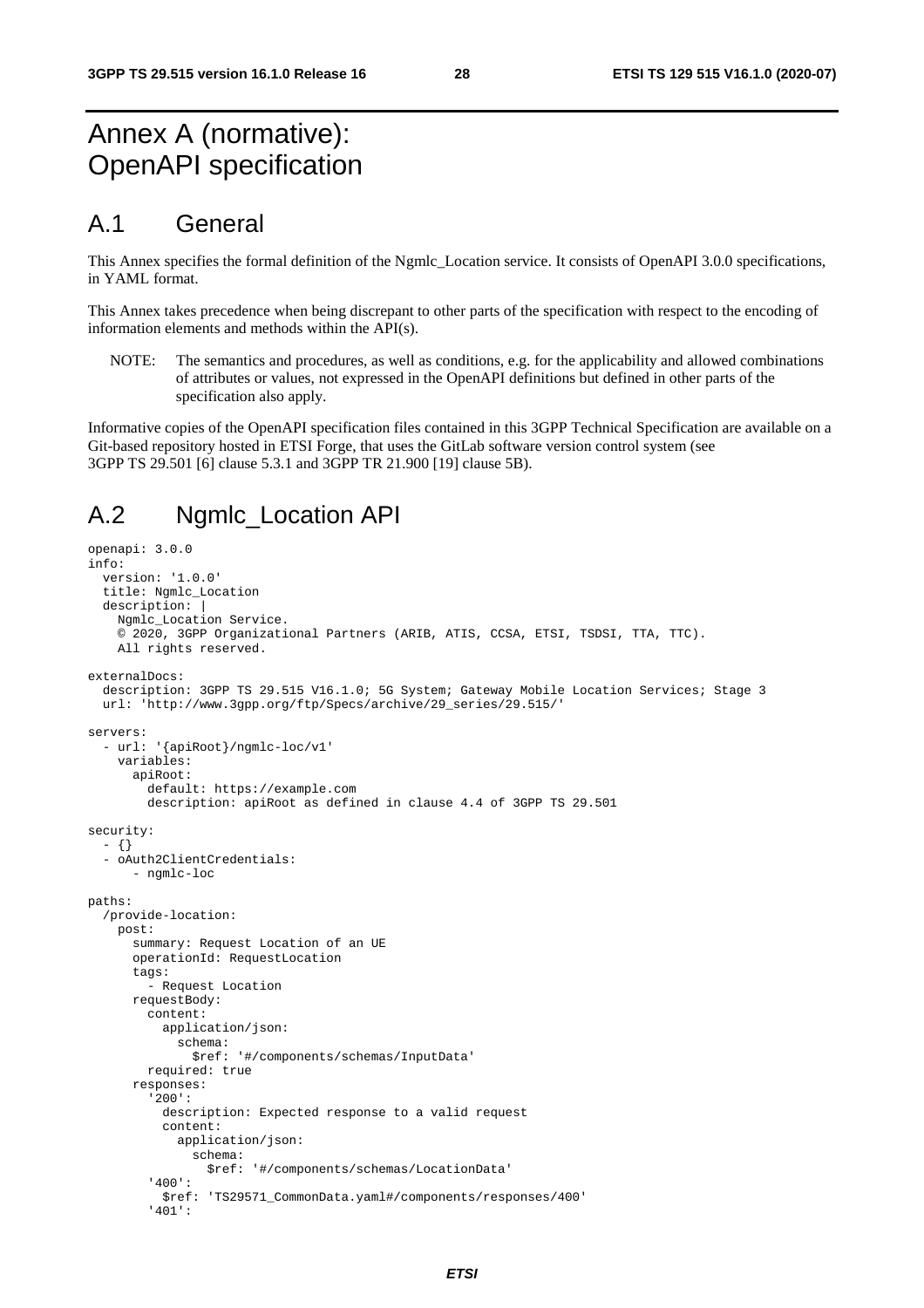# Annex A (normative): OpenAPI specification

## A.1 General

This Annex specifies the formal definition of the Ngmlc_Location service. It consists of OpenAPI 3.0.0 specifications, in YAML format.

This Annex takes precedence when being discrepant to other parts of the specification with respect to the encoding of information elements and methods within the API(s).

NOTE: The semantics and procedures, as well as conditions, e.g. for the applicability and allowed combinations of attributes or values, not expressed in the OpenAPI definitions but defined in other parts of the specification also apply.

Informative copies of the OpenAPI specification files contained in this 3GPP Technical Specification are available on a Git-based repository hosted in ETSI Forge, that uses the GitLab software version control system (see 3GPP TS 29.501 [6] clause 5.3.1 and 3GPP TR 21.900 [19] clause 5B).

## A.2 Ngmlc_Location API

```
openapi: 3.0.0
info:
  version: '1.0.0'
  title: Ngmlc_Location
  description: |
    Ngmlc_Location Service.
    © 2020, 3GPP Organizational Partners (ARIB, ATIS, CCSA, ETSI, TSDSI, TTA, TTC).
    All rights reserved.

externalDocs:
  description: 3GPP TS 29.515 V16.1.0; 5G System; Gateway Mobile Location Services; Stage 3
  url: 'http://www.3gpp.org/ftp/Specs/archive/29_series/29.515/'

servers:
  - url: '{apiRoot}/ngmlc-loc/v1'
    variables:
      apiRoot:
        default: https://example.com
        description: apiRoot as defined in clause 4.4 of 3GPP TS 29.501

security:
  - {}
  - oAuth2ClientCredentials:
      - ngmlc-loc

paths:
  /provide-location:
    post:
      summary: Request Location of an UE
      operationId: RequestLocation
      tags:
        - Request Location
      requestBody:
        content:
          application/json:
            schema:
              $ref: '#/components/schemas/InputData'
        required: true
      responses:
        '200':
          description: Expected response to a valid request
          content:
            application/json:
              schema:
                $ref: '#/components/schemas/LocationData'
        '400':
          $ref: 'TS29571_CommonData.yaml#/components/responses/400'
        '401':
```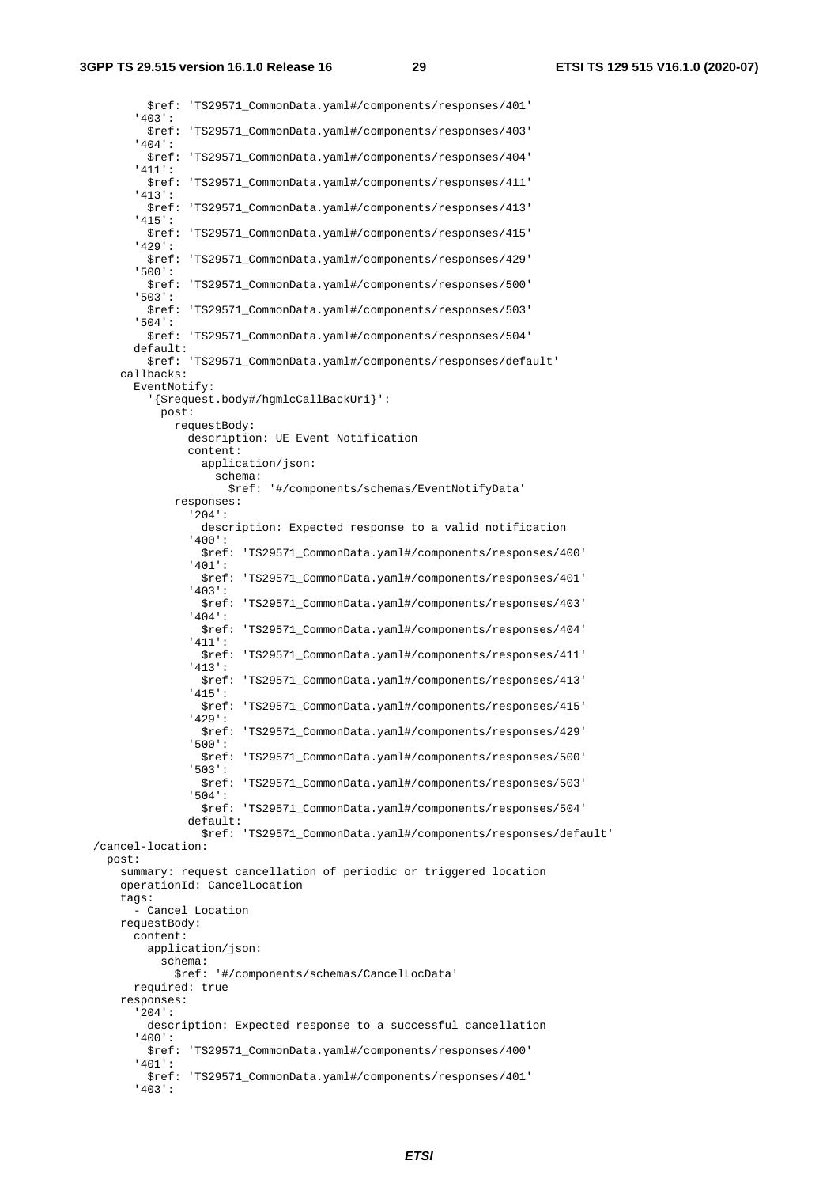```yaml
          $ref: 'TS29571_CommonData.yaml#/components/responses/401'
        '403':
          $ref: 'TS29571_CommonData.yaml#/components/responses/403'
        '404':
          $ref: 'TS29571_CommonData.yaml#/components/responses/404'
        '411':
          $ref: 'TS29571_CommonData.yaml#/components/responses/411'
        '413':
          $ref: 'TS29571_CommonData.yaml#/components/responses/413'
        '415':
          $ref: 'TS29571_CommonData.yaml#/components/responses/415'
        '429':
          $ref: 'TS29571_CommonData.yaml#/components/responses/429'
        '500':
          $ref: 'TS29571_CommonData.yaml#/components/responses/500'
        '503':
          $ref: 'TS29571_CommonData.yaml#/components/responses/503'
        '504':
          $ref: 'TS29571_CommonData.yaml#/components/responses/504'
        default:
          $ref: 'TS29571_CommonData.yaml#/components/responses/default'
      callbacks:
        EventNotify:
          '{$request.body#/hgmlcCallBackUri}':
            post:
              requestBody:
                description: UE Event Notification
                content:
                  application/json:
                    schema:
                      $ref: '#/components/schemas/EventNotifyData'
              responses:
                '204':
                  description: Expected response to a valid notification
                '400':
                  $ref: 'TS29571_CommonData.yaml#/components/responses/400'
                '401':
                  $ref: 'TS29571_CommonData.yaml#/components/responses/401'
                '403':
                  $ref: 'TS29571_CommonData.yaml#/components/responses/403'
                '404':
                  $ref: 'TS29571_CommonData.yaml#/components/responses/404'
                '411':
                  $ref: 'TS29571_CommonData.yaml#/components/responses/411'
                '413':
                  $ref: 'TS29571_CommonData.yaml#/components/responses/413'
                '415':
                  $ref: 'TS29571_CommonData.yaml#/components/responses/415'
                '429':
                  $ref: 'TS29571_CommonData.yaml#/components/responses/429'
                '500':
                  $ref: 'TS29571_CommonData.yaml#/components/responses/500'
                '503':
                  $ref: 'TS29571_CommonData.yaml#/components/responses/503'
                '504':
                  $ref: 'TS29571_CommonData.yaml#/components/responses/504'
                default:
                  $ref: 'TS29571_CommonData.yaml#/components/responses/default'
  /cancel-location:
    post:
      summary: request cancellation of periodic or triggered location
      operationId: CancelLocation
      tags:
        - Cancel Location
      requestBody:
        content:
          application/json:
            schema:
              $ref: '#/components/schemas/CancelLocData'
        required: true
      responses:
        '204':
          description: Expected response to a successful cancellation
        '400':
          $ref: 'TS29571_CommonData.yaml#/components/responses/400'
        '401':
          $ref: 'TS29571_CommonData.yaml#/components/responses/401'
        '403':
```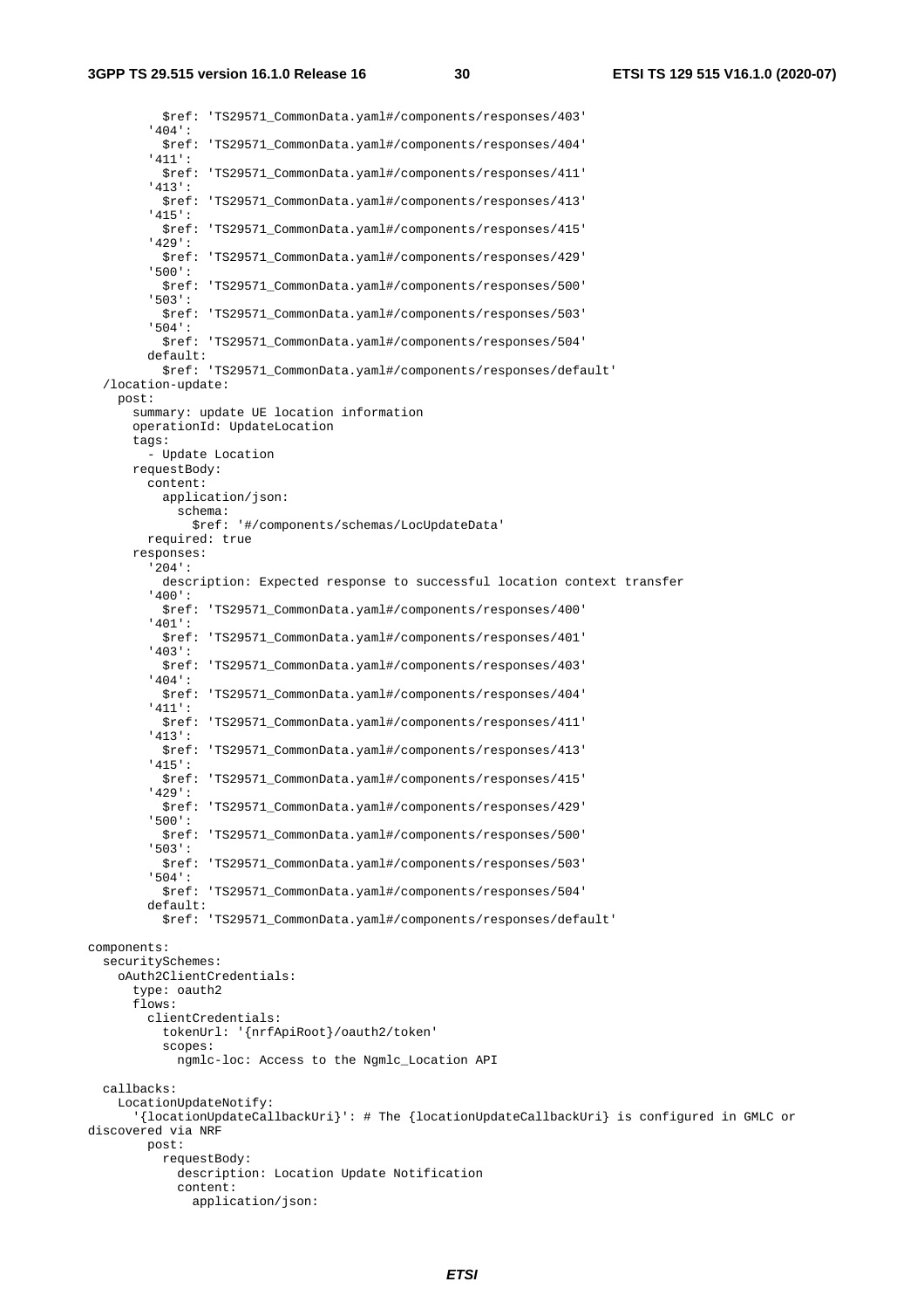```
          $ref: 'TS29571_CommonData.yaml#/components/responses/403'
        '404':
          $ref: 'TS29571_CommonData.yaml#/components/responses/404'
        '411':
          $ref: 'TS29571_CommonData.yaml#/components/responses/411'
        '413':
          $ref: 'TS29571_CommonData.yaml#/components/responses/413'
        '415':
          $ref: 'TS29571_CommonData.yaml#/components/responses/415'
        '429':
          $ref: 'TS29571_CommonData.yaml#/components/responses/429'
        '500':
          $ref: 'TS29571_CommonData.yaml#/components/responses/500'
        '503':
          $ref: 'TS29571_CommonData.yaml#/components/responses/503'
        '504':
          $ref: 'TS29571_CommonData.yaml#/components/responses/504'
        default:
          $ref: 'TS29571_CommonData.yaml#/components/responses/default'
  /location-update:
    post:
      summary: update UE location information
      operationId: UpdateLocation
      tags:
        - Update Location
      requestBody:
        content:
          application/json:
            schema:
              $ref: '#/components/schemas/LocUpdateData'
        required: true
      responses:
        '204':
          description: Expected response to successful location context transfer
        '400':
          $ref: 'TS29571_CommonData.yaml#/components/responses/400'
        '401':
          $ref: 'TS29571_CommonData.yaml#/components/responses/401'
        '403':
          $ref: 'TS29571_CommonData.yaml#/components/responses/403'
        '404':
          $ref: 'TS29571_CommonData.yaml#/components/responses/404'
        '411':
          $ref: 'TS29571_CommonData.yaml#/components/responses/411'
        '413':
          $ref: 'TS29571_CommonData.yaml#/components/responses/413'
        '415':
          $ref: 'TS29571_CommonData.yaml#/components/responses/415'
        '429':
          $ref: 'TS29571_CommonData.yaml#/components/responses/429'
        '500':
          $ref: 'TS29571_CommonData.yaml#/components/responses/500'
        '503':
          $ref: 'TS29571_CommonData.yaml#/components/responses/503'
        '504':
          $ref: 'TS29571_CommonData.yaml#/components/responses/504'
        default:
          $ref: 'TS29571_CommonData.yaml#/components/responses/default'

components:
  securitySchemes:
    oAuth2ClientCredentials:
      type: oauth2
      flows:
        clientCredentials:
          tokenUrl: '{nrfApiRoot}/oauth2/token'
          scopes:
            ngmlc-loc: Access to the Ngmlc_Location API

  callbacks:
    LocationUpdateNotify:
      '{locationUpdateCallbackUri}': # The {locationUpdateCallbackUri} is configured in GMLC or
discovered via NRF
        post:
          requestBody:
            description: Location Update Notification
            content:
              application/json:
```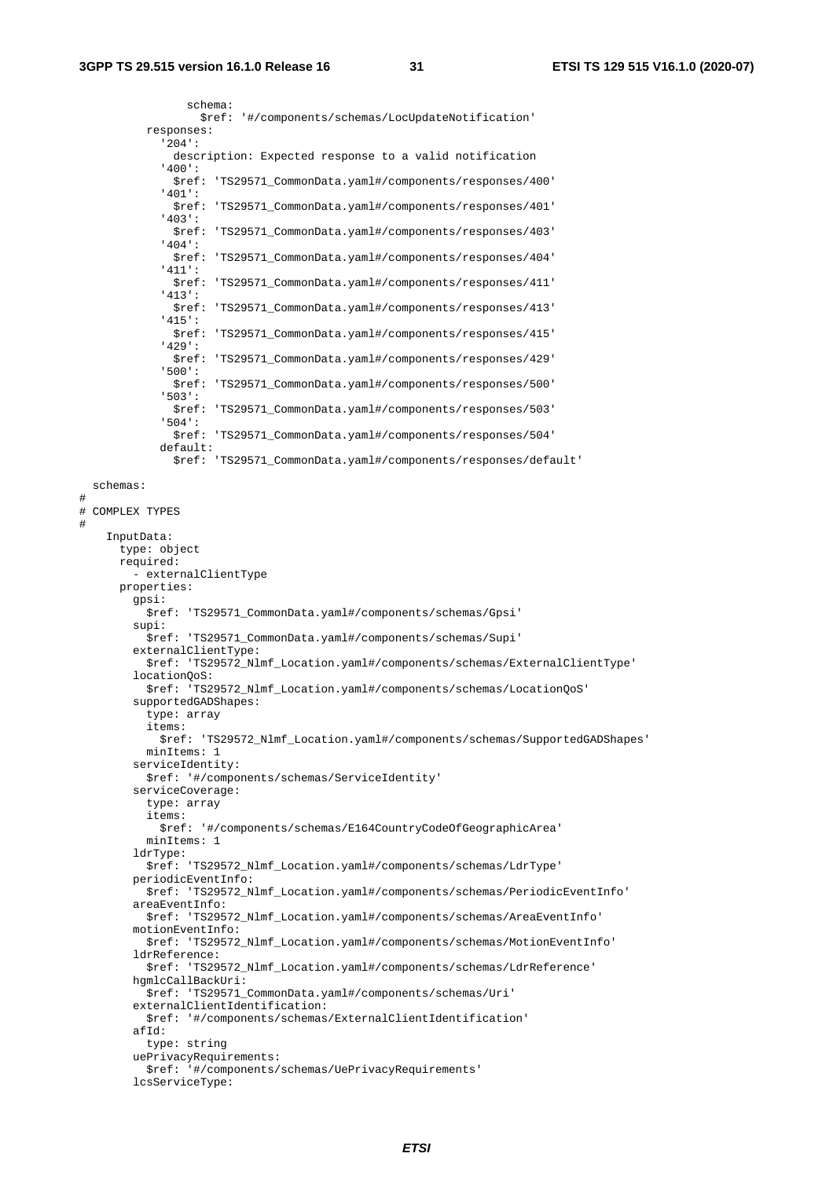```
              schema:
                $ref: '#/components/schemas/LocUpdateNotification'
        responses:
          '204':
            description: Expected response to a valid notification
          '400':
            $ref: 'TS29571_CommonData.yaml#/components/responses/400'
          '401':
            $ref: 'TS29571_CommonData.yaml#/components/responses/401'
          '403':
            $ref: 'TS29571_CommonData.yaml#/components/responses/403'
          '404':
            $ref: 'TS29571_CommonData.yaml#/components/responses/404'
          '411':
            $ref: 'TS29571_CommonData.yaml#/components/responses/411'
          '413':
            $ref: 'TS29571_CommonData.yaml#/components/responses/413'
          '415':
            $ref: 'TS29571_CommonData.yaml#/components/responses/415'
          '429':
            $ref: 'TS29571_CommonData.yaml#/components/responses/429'
          '500':
            $ref: 'TS29571_CommonData.yaml#/components/responses/500'
          '503':
            $ref: 'TS29571_CommonData.yaml#/components/responses/503'
          '504':
            $ref: 'TS29571_CommonData.yaml#/components/responses/504'
          default:
            $ref: 'TS29571_CommonData.yaml#/components/responses/default'

  schemas:
#
# COMPLEX TYPES
#
    InputData:
      type: object
      required:
        - externalClientType
      properties:
        gpsi:
          $ref: 'TS29571_CommonData.yaml#/components/schemas/Gpsi'
        supi:
          $ref: 'TS29571_CommonData.yaml#/components/schemas/Supi'
        externalClientType:
          $ref: 'TS29572_Nlmf_Location.yaml#/components/schemas/ExternalClientType'
        locationQoS:
          $ref: 'TS29572_Nlmf_Location.yaml#/components/schemas/LocationQoS'
        supportedGADShapes:
          type: array
          items:
            $ref: 'TS29572_Nlmf_Location.yaml#/components/schemas/SupportedGADShapes'
          minItems: 1
        serviceIdentity:
          $ref: '#/components/schemas/ServiceIdentity'
        serviceCoverage:
          type: array
          items:
            $ref: '#/components/schemas/E164CountryCodeOfGeographicArea'
          minItems: 1
        ldrType:
          $ref: 'TS29572_Nlmf_Location.yaml#/components/schemas/LdrType'
        periodicEventInfo:
          $ref: 'TS29572_Nlmf_Location.yaml#/components/schemas/PeriodicEventInfo'
        areaEventInfo:
          $ref: 'TS29572_Nlmf_Location.yaml#/components/schemas/AreaEventInfo'
        motionEventInfo:
          $ref: 'TS29572_Nlmf_Location.yaml#/components/schemas/MotionEventInfo'
        ldrReference:
          $ref: 'TS29572_Nlmf_Location.yaml#/components/schemas/LdrReference'
        hgmlcCallBackUri:
          $ref: 'TS29571_CommonData.yaml#/components/schemas/Uri'
        externalClientIdentification:
          $ref: '#/components/schemas/ExternalClientIdentification'
        afId:
          type: string
        uePrivacyRequirements:
          $ref: '#/components/schemas/UePrivacyRequirements'
        lcsServiceType:
```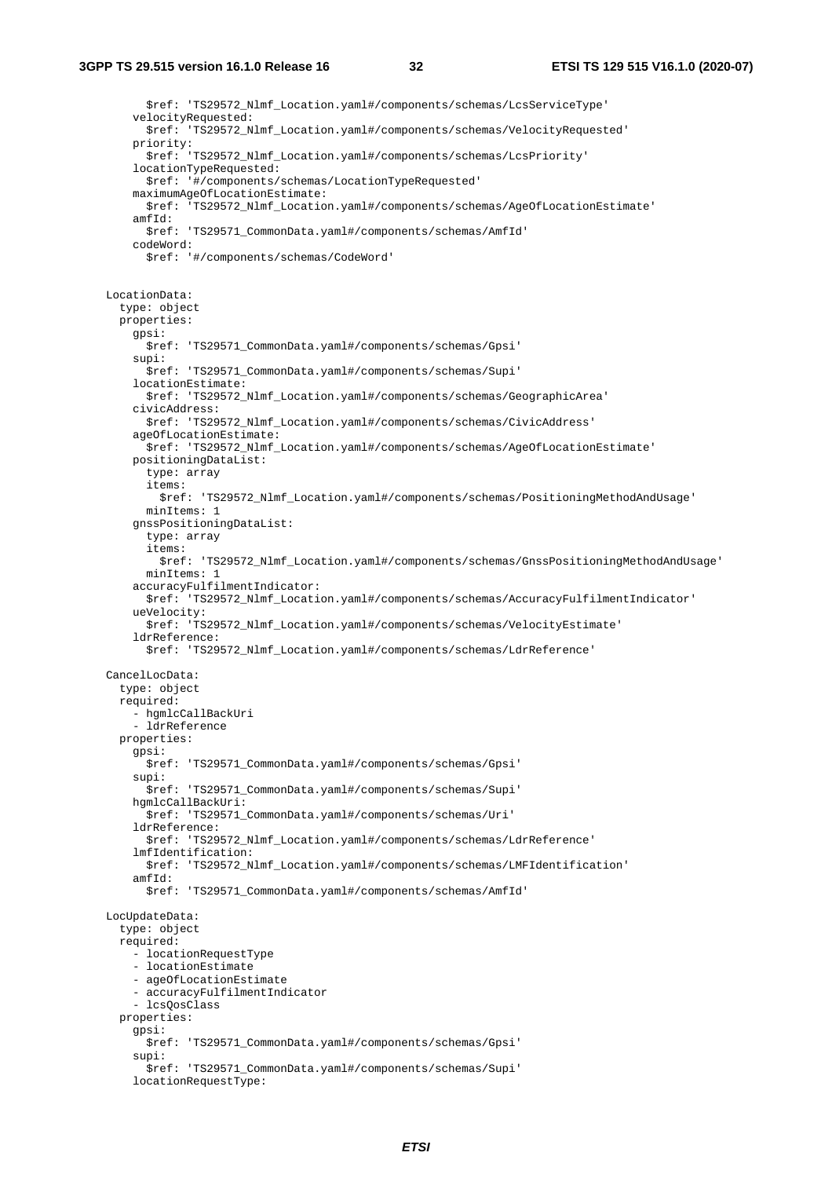```
          $ref: 'TS29572_Nlmf_Location.yaml#/components/schemas/LcsServiceType'
        velocityRequested:
          $ref: 'TS29572_Nlmf_Location.yaml#/components/schemas/VelocityRequested'
        priority:
          $ref: 'TS29572_Nlmf_Location.yaml#/components/schemas/LcsPriority'
        locationTypeRequested:
          $ref: '#/components/schemas/LocationTypeRequested'
        maximumAgeOfLocationEstimate:
          $ref: 'TS29572_Nlmf_Location.yaml#/components/schemas/AgeOfLocationEstimate'
        amfId:
          $ref: 'TS29571_CommonData.yaml#/components/schemas/AmfId'
        codeWord:
          $ref: '#/components/schemas/CodeWord'


    LocationData:
      type: object
      properties:
        gpsi:
          $ref: 'TS29571_CommonData.yaml#/components/schemas/Gpsi'
        supi:
          $ref: 'TS29571_CommonData.yaml#/components/schemas/Supi'
        locationEstimate:
          $ref: 'TS29572_Nlmf_Location.yaml#/components/schemas/GeographicArea'
        civicAddress:
          $ref: 'TS29572_Nlmf_Location.yaml#/components/schemas/CivicAddress'
        ageOfLocationEstimate:
          $ref: 'TS29572_Nlmf_Location.yaml#/components/schemas/AgeOfLocationEstimate'
        positioningDataList:
          type: array
          items:
            $ref: 'TS29572_Nlmf_Location.yaml#/components/schemas/PositioningMethodAndUsage'
          minItems: 1
        gnssPositioningDataList:
          type: array
          items:
            $ref: 'TS29572_Nlmf_Location.yaml#/components/schemas/GnssPositioningMethodAndUsage'
          minItems: 1
        accuracyFulfilmentIndicator:
          $ref: 'TS29572_Nlmf_Location.yaml#/components/schemas/AccuracyFulfilmentIndicator'
        ueVelocity:
          $ref: 'TS29572_Nlmf_Location.yaml#/components/schemas/VelocityEstimate'
        ldrReference:
          $ref: 'TS29572_Nlmf_Location.yaml#/components/schemas/LdrReference'

    CancelLocData:
      type: object
      required:
        - hgmlcCallBackUri
        - ldrReference
      properties:
        gpsi:
          $ref: 'TS29571_CommonData.yaml#/components/schemas/Gpsi'
        supi:
          $ref: 'TS29571_CommonData.yaml#/components/schemas/Supi'
        hgmlcCallBackUri:
          $ref: 'TS29571_CommonData.yaml#/components/schemas/Uri'
        ldrReference:
          $ref: 'TS29572_Nlmf_Location.yaml#/components/schemas/LdrReference'
        lmfIdentification:
          $ref: 'TS29572_Nlmf_Location.yaml#/components/schemas/LMFIdentification'
        amfId:
          $ref: 'TS29571_CommonData.yaml#/components/schemas/AmfId'

    LocUpdateData:
      type: object
      required:
        - locationRequestType
        - locationEstimate
        - ageOfLocationEstimate
        - accuracyFulfilmentIndicator
        - lcsQosClass
      properties:
        gpsi:
          $ref: 'TS29571_CommonData.yaml#/components/schemas/Gpsi'
        supi:
          $ref: 'TS29571_CommonData.yaml#/components/schemas/Supi'
        locationRequestType:
```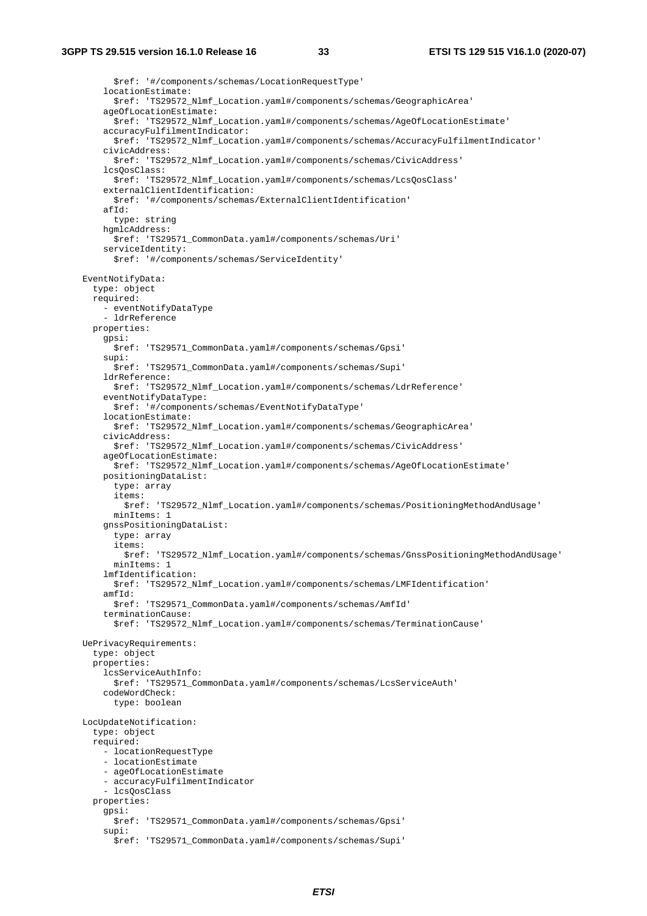```
          $ref: '#/components/schemas/LocationRequestType'
        locationEstimate:
          $ref: 'TS29572_Nlmf_Location.yaml#/components/schemas/GeographicArea'
        ageOfLocationEstimate:
          $ref: 'TS29572_Nlmf_Location.yaml#/components/schemas/AgeOfLocationEstimate'
        accuracyFulfilmentIndicator:
          $ref: 'TS29572_Nlmf_Location.yaml#/components/schemas/AccuracyFulfilmentIndicator'
        civicAddress:
          $ref: 'TS29572_Nlmf_Location.yaml#/components/schemas/CivicAddress'
        lcsQosClass:
          $ref: 'TS29572_Nlmf_Location.yaml#/components/schemas/LcsQosClass'
        externalClientIdentification:
          $ref: '#/components/schemas/ExternalClientIdentification'
        afId:
          type: string
        hgmlcAddress:
          $ref: 'TS29571_CommonData.yaml#/components/schemas/Uri'
        serviceIdentity:
          $ref: '#/components/schemas/ServiceIdentity'

    EventNotifyData:
      type: object
      required:
        - eventNotifyDataType
        - ldrReference
      properties:
        gpsi:
          $ref: 'TS29571_CommonData.yaml#/components/schemas/Gpsi'
        supi:
          $ref: 'TS29571_CommonData.yaml#/components/schemas/Supi'
        ldrReference:
          $ref: 'TS29572_Nlmf_Location.yaml#/components/schemas/LdrReference'
        eventNotifyDataType:
          $ref: '#/components/schemas/EventNotifyDataType'
        locationEstimate:
          $ref: 'TS29572_Nlmf_Location.yaml#/components/schemas/GeographicArea'
        civicAddress:
          $ref: 'TS29572_Nlmf_Location.yaml#/components/schemas/CivicAddress'
        ageOfLocationEstimate:
          $ref: 'TS29572_Nlmf_Location.yaml#/components/schemas/AgeOfLocationEstimate'
        positioningDataList:
          type: array
          items:
            $ref: 'TS29572_Nlmf_Location.yaml#/components/schemas/PositioningMethodAndUsage'
          minItems: 1
        gnssPositioningDataList:
          type: array
          items:
            $ref: 'TS29572_Nlmf_Location.yaml#/components/schemas/GnssPositioningMethodAndUsage'
          minItems: 1
        lmfIdentification:
          $ref: 'TS29572_Nlmf_Location.yaml#/components/schemas/LMFIdentification'
        amfId:
          $ref: 'TS29571_CommonData.yaml#/components/schemas/AmfId'
        terminationCause:
          $ref: 'TS29572_Nlmf_Location.yaml#/components/schemas/TerminationCause'

    UePrivacyRequirements:
      type: object
      properties:
        lcsServiceAuthInfo:
          $ref: 'TS29571_CommonData.yaml#/components/schemas/LcsServiceAuth'
        codeWordCheck:
          type: boolean

    LocUpdateNotification:
      type: object
      required:
        - locationRequestType
        - locationEstimate
        - ageOfLocationEstimate
        - accuracyFulfilmentIndicator
        - lcsQosClass
      properties:
        gpsi:
          $ref: 'TS29571_CommonData.yaml#/components/schemas/Gpsi'
        supi:
          $ref: 'TS29571_CommonData.yaml#/components/schemas/Supi'
```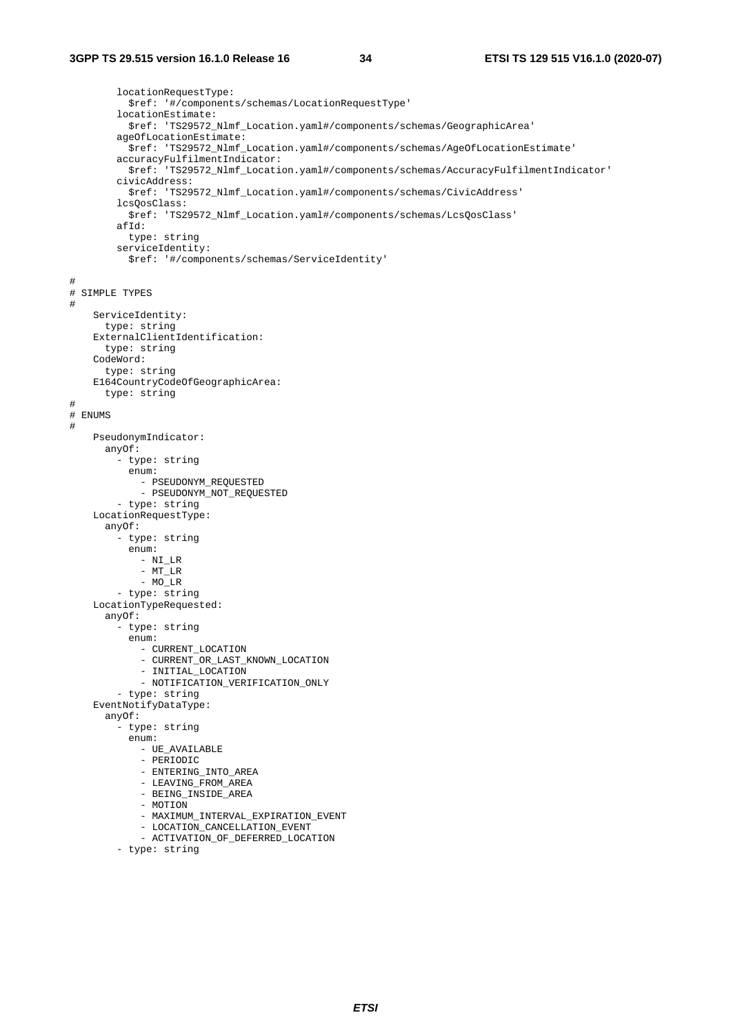```
        locationRequestType:
          $ref: '#/components/schemas/LocationRequestType'
        locationEstimate:
          $ref: 'TS29572_Nlmf_Location.yaml#/components/schemas/GeographicArea'
        ageOfLocationEstimate:
          $ref: 'TS29572_Nlmf_Location.yaml#/components/schemas/AgeOfLocationEstimate'
        accuracyFulfilmentIndicator:
          $ref: 'TS29572_Nlmf_Location.yaml#/components/schemas/AccuracyFulfilmentIndicator'
        civicAddress:
          $ref: 'TS29572_Nlmf_Location.yaml#/components/schemas/CivicAddress'
        lcsQosClass:
          $ref: 'TS29572_Nlmf_Location.yaml#/components/schemas/LcsQosClass'
        afId:
          type: string
        serviceIdentity:
          $ref: '#/components/schemas/ServiceIdentity'

#
# SIMPLE TYPES
#
    ServiceIdentity:
      type: string
    ExternalClientIdentification:
      type: string
    CodeWord:
      type: string
    E164CountryCodeOfGeographicArea:
      type: string
#
# ENUMS
#
    PseudonymIndicator:
      anyOf:
        - type: string
          enum:
            - PSEUDONYM_REQUESTED
            - PSEUDONYM_NOT_REQUESTED
        - type: string
    LocationRequestType:
      anyOf:
        - type: string
          enum:
            - NI_LR
            - MT_LR
            - MO_LR
        - type: string
    LocationTypeRequested:
      anyOf:
        - type: string
          enum:
            - CURRENT_LOCATION
            - CURRENT_OR_LAST_KNOWN_LOCATION
            - INITIAL_LOCATION
            - NOTIFICATION_VERIFICATION_ONLY
        - type: string
    EventNotifyDataType:
      anyOf:
        - type: string
          enum:
            - UE_AVAILABLE
            - PERIODIC
            - ENTERING_INTO_AREA
            - LEAVING_FROM_AREA
            - BEING_INSIDE_AREA
            - MOTION
            - MAXIMUM_INTERVAL_EXPIRATION_EVENT
            - LOCATION_CANCELLATION_EVENT
            - ACTIVATION_OF_DEFERRED_LOCATION
        - type: string
```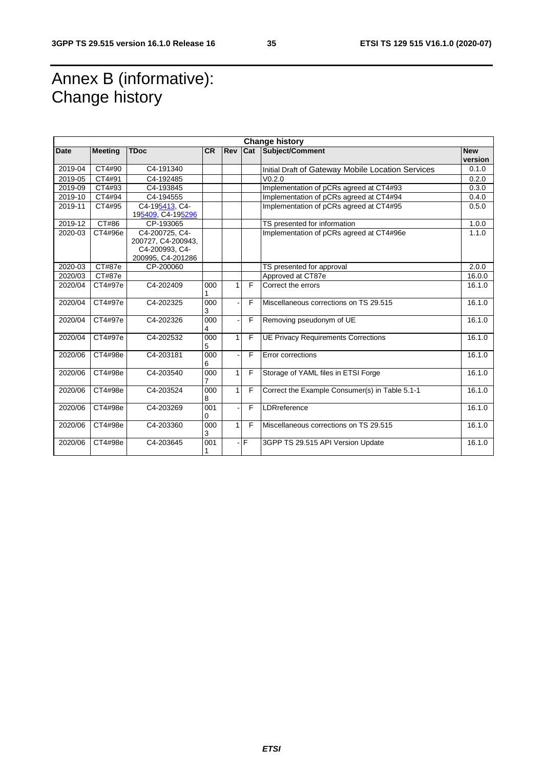# Annex B (informative): Change history

| Change history | | | | | | | |
|---|---|---|---|---|---|---|---|
| **Date** | **Meeting** | **TDoc** | **CR** | **Rev** | **Cat** | **Subject/Comment** | **New version** |
| 2019-04 | CT4#90 | C4-191340 | | | | Initial Draft of Gateway Mobile Location Services | 0.1.0 |
| 2019-05 | CT4#91 | C4-192485 | | | | V0.2.0 | 0.2.0 |
| 2019-09 | CT4#93 | C4-193845 | | | | Implementation of pCRs agreed at CT4#93 | 0.3.0 |
| 2019-10 | CT4#94 | C4-194555 | | | | Implementation of pCRs agreed at CT4#94 | 0.4.0 |
| 2019-11 | CT4#95 | C4-195413, C4-195409, C4-195296 | | | | Implementation of pCRs agreed at CT4#95 | 0.5.0 |
| 2019-12 | CT#86 | CP-193065 | | | | TS presented for information | 1.0.0 |
| 2020-03 | CT4#96e | C4-200725, C4-200727, C4-200943, C4-200993, C4-200995, C4-201286 | | | | Implementation of pCRs agreed at CT4#96e | 1.1.0 |
| 2020-03 | CT#87e | CP-200060 | | | | TS presented for approval | 2.0.0 |
| 2020/03 | CT#87e | | | | | Approved at CT87e | 16.0.0 |
| 2020/04 | CT4#97e | C4-202409 | 0001 | 1 | F | Correct the errors | 16.1.0 |
| 2020/04 | CT4#97e | C4-202325 | 0003 | - | F | Miscellaneous corrections on TS 29.515 | 16.1.0 |
| 2020/04 | CT4#97e | C4-202326 | 0004 | - | F | Removing pseudonym of UE | 16.1.0 |
| 2020/04 | CT4#97e | C4-202532 | 0005 | 1 | F | UE Privacy Requirements Corrections | 16.1.0 |
| 2020/06 | CT4#98e | C4-203181 | 0006 | - | F | Error corrections | 16.1.0 |
| 2020/06 | CT4#98e | C4-203540 | 0007 | 1 | F | Storage of YAML files in ETSI Forge | 16.1.0 |
| 2020/06 | CT4#98e | C4-203524 | 0008 | 1 | F | Correct the Example Consumer(s) in Table 5.1-1 | 16.1.0 |
| 2020/06 | CT4#98e | C4-203269 | 0010 | - | F | LDRreference | 16.1.0 |
| 2020/06 | CT4#98e | C4-203360 | 0003 | 1 | F | Miscellaneous corrections on TS 29.515 | 16.1.0 |
| 2020/06 | CT4#98e | C4-203645 | 0011 | - | F | 3GPP TS 29.515 API Version Update | 16.1.0 |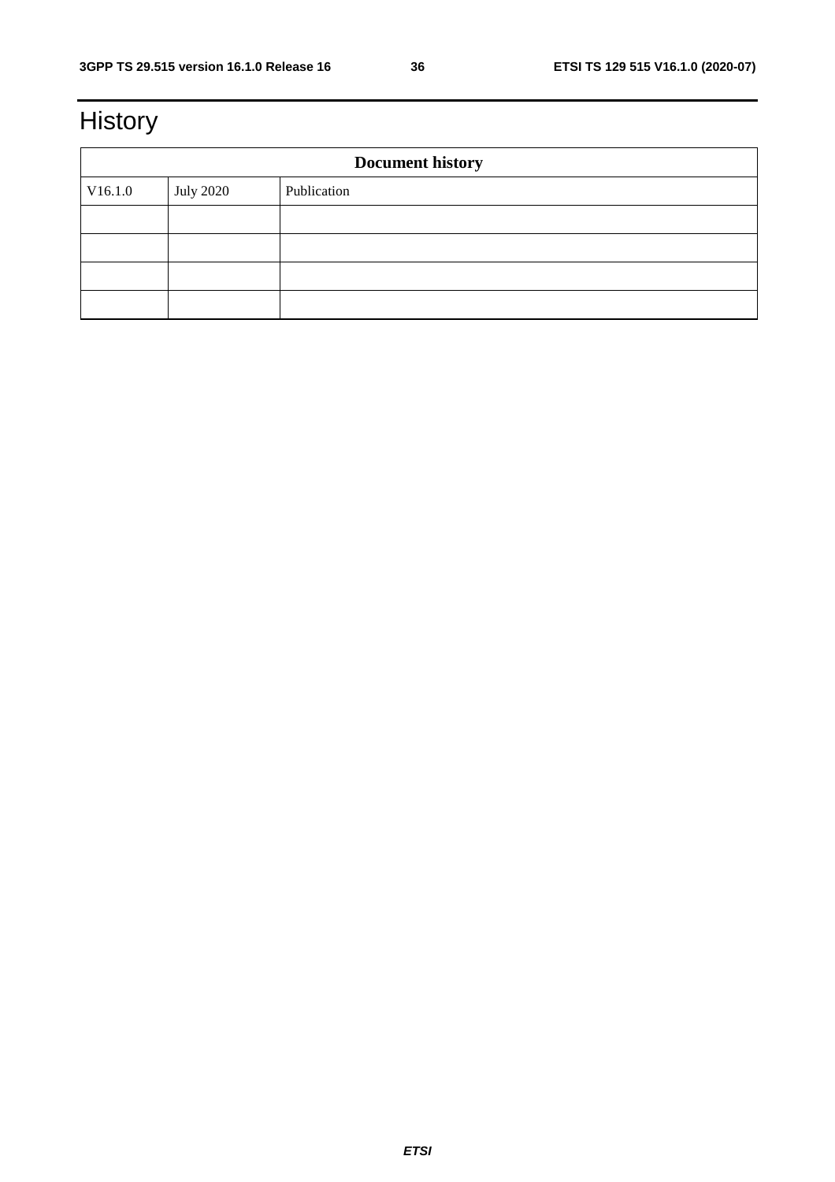# History

| Document history | | |
|---|---|---|
| V16.1.0 | July 2020 | Publication |
| | | |
| | | |
| | | |
| | | |